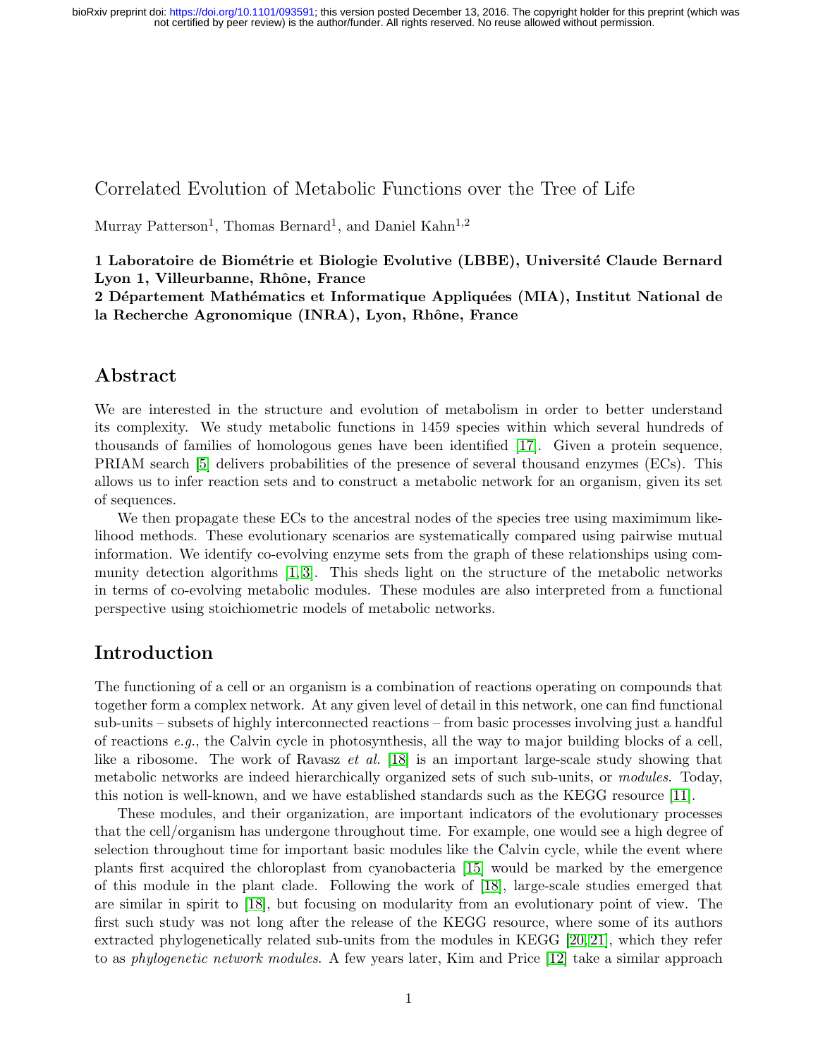# Correlated Evolution of Metabolic Functions over the Tree of Life

Murray Patterson[1], Thomas Bernard[1], and Daniel Kahn[1,2]

**1 Laboratoire de Biométrie et Biologie Evolutive (LBBE), Université Claude Bernard Lyon 1, Villeurbanne, Rhône, France**
**2 Département Mathématics et Informatique Appliquées (MIA), Institut National de la Recherche Agronomique (INRA), Lyon, Rhône, France**

## Abstract

We are interested in the structure and evolution of metabolism in order to better understand its complexity. We study metabolic functions in 1459 species within which several hundreds of thousands of families of homologous genes have been identified [17]. Given a protein sequence, PRIAM search [5] delivers probabilities of the presence of several thousand enzymes (ECs). This allows us to infer reaction sets and to construct a metabolic network for an organism, given its set of sequences.

We then propagate these ECs to the ancestral nodes of the species tree using maximimum likelihood methods. These evolutionary scenarios are systematically compared using pairwise mutual information. We identify co-evolving enzyme sets from the graph of these relationships using community detection algorithms [1,3]. This sheds light on the structure of the metabolic networks in terms of co-evolving metabolic modules. These modules are also interpreted from a functional perspective using stoichiometric models of metabolic networks.

## Introduction

The functioning of a cell or an organism is a combination of reactions operating on compounds that together form a complex network. At any given level of detail in this network, one can find functional sub-units – subsets of highly interconnected reactions – from basic processes involving just a handful of reactions *e.g.*, the Calvin cycle in photosynthesis, all the way to major building blocks of a cell, like a ribosome. The work of Ravasz *et al.* [18] is an important large-scale study showing that metabolic networks are indeed hierarchically organized sets of such sub-units, or *modules*. Today, this notion is well-known, and we have established standards such as the KEGG resource [11].

These modules, and their organization, are important indicators of the evolutionary processes that the cell/organism has undergone throughout time. For example, one would see a high degree of selection throughout time for important basic modules like the Calvin cycle, while the event where plants first acquired the chloroplast from cyanobacteria [15] would be marked by the emergence of this module in the plant clade. Following the work of [18], large-scale studies emerged that are similar in spirit to [18], but focusing on modularity from an evolutionary point of view. The first such study was not long after the release of the KEGG resource, where some of its authors extracted phylogenetically related sub-units from the modules in KEGG [20,21], which they refer to as *phylogenetic network modules*. A few years later, Kim and Price [12] take a similar approach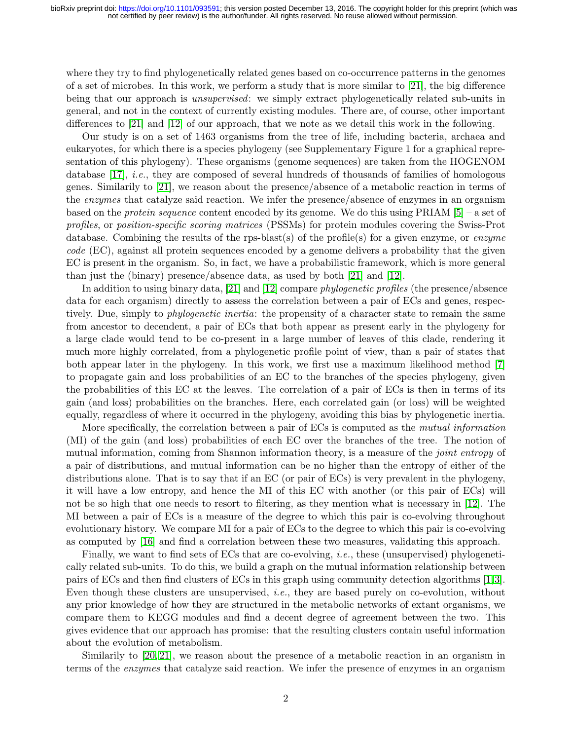where they try to find phylogenetically related genes based on co-occurrence patterns in the genomes of a set of microbes. In this work, we perform a study that is more similar to [21], the big difference being that our approach is *unsupervised*: we simply extract phylogenetically related sub-units in general, and not in the context of currently existing modules. There are, of course, other important differences to [21] and [12] of our approach, that we note as we detail this work in the following.

Our study is on a set of 1463 organisms from the tree of life, including bacteria, archaea and eukaryotes, for which there is a species phylogeny (see Supplementary Figure 1 for a graphical representation of this phylogeny). These organisms (genome sequences) are taken from the HOGENOM database [17], *i.e.*, they are composed of several hundreds of thousands of families of homologous genes. Similarily to [21], we reason about the presence/absence of a metabolic reaction in terms of the *enzymes* that catalyze said reaction. We infer the presence/absence of enzymes in an organism based on the *protein sequence* content encoded by its genome. We do this using PRIAM [5] – a set of *profiles*, or *position-specific scoring matrices* (PSSMs) for protein modules covering the Swiss-Prot database. Combining the results of the rps-blast(s) of the profile(s) for a given enzyme, or *enzyme code* (EC), against all protein sequences encoded by a genome delivers a probability that the given EC is present in the organism. So, in fact, we have a probabilistic framework, which is more general than just the (binary) presence/absence data, as used by both [21] and [12].

In addition to using binary data, [21] and [12] compare *phylogenetic profiles* (the presence/absence data for each organism) directly to assess the correlation between a pair of ECs and genes, respectively. Due, simply to *phylogenetic inertia*: the propensity of a character state to remain the same from ancestor to decendent, a pair of ECs that both appear as present early in the phylogeny for a large clade would tend to be co-present in a large number of leaves of this clade, rendering it much more highly correlated, from a phylogenetic profile point of view, than a pair of states that both appear later in the phylogeny. In this work, we first use a maximum likelihood method [7] to propagate gain and loss probabilities of an EC to the branches of the species phylogeny, given the probabilities of this EC at the leaves. The correlation of a pair of ECs is then in terms of its gain (and loss) probabilities on the branches. Here, each correlated gain (or loss) will be weighted equally, regardless of where it occurred in the phylogeny, avoiding this bias by phylogenetic inertia.

More specifically, the correlation between a pair of ECs is computed as the *mutual information* (MI) of the gain (and loss) probabilities of each EC over the branches of the tree. The notion of mutual information, coming from Shannon information theory, is a measure of the *joint entropy* of a pair of distributions, and mutual information can be no higher than the entropy of either of the distributions alone. That is to say that if an EC (or pair of ECs) is very prevalent in the phylogeny, it will have a low entropy, and hence the MI of this EC with another (or this pair of ECs) will not be so high that one needs to resort to filtering, as they mention what is necessary in [12]. The MI between a pair of ECs is a measure of the degree to which this pair is co-evolving throughout evolutionary history. We compare MI for a pair of ECs to the degree to which this pair is co-evolving as computed by [16] and find a correlation between these two measures, validating this approach.

Finally, we want to find sets of ECs that are co-evolving, *i.e.*, these (unsupervised) phylogenetically related sub-units. To do this, we build a graph on the mutual information relationship between pairs of ECs and then find clusters of ECs in this graph using community detection algorithms [1,3]. Even though these clusters are unsupervised, *i.e.*, they are based purely on co-evolution, without any prior knowledge of how they are structured in the metabolic networks of extant organisms, we compare them to KEGG modules and find a decent degree of agreement between the two. This gives evidence that our approach has promise: that the resulting clusters contain useful information about the evolution of metabolism.

Similarily to [20,21], we reason about the presence of a metabolic reaction in an organism in terms of the *enzymes* that catalyze said reaction. We infer the presence of enzymes in an organism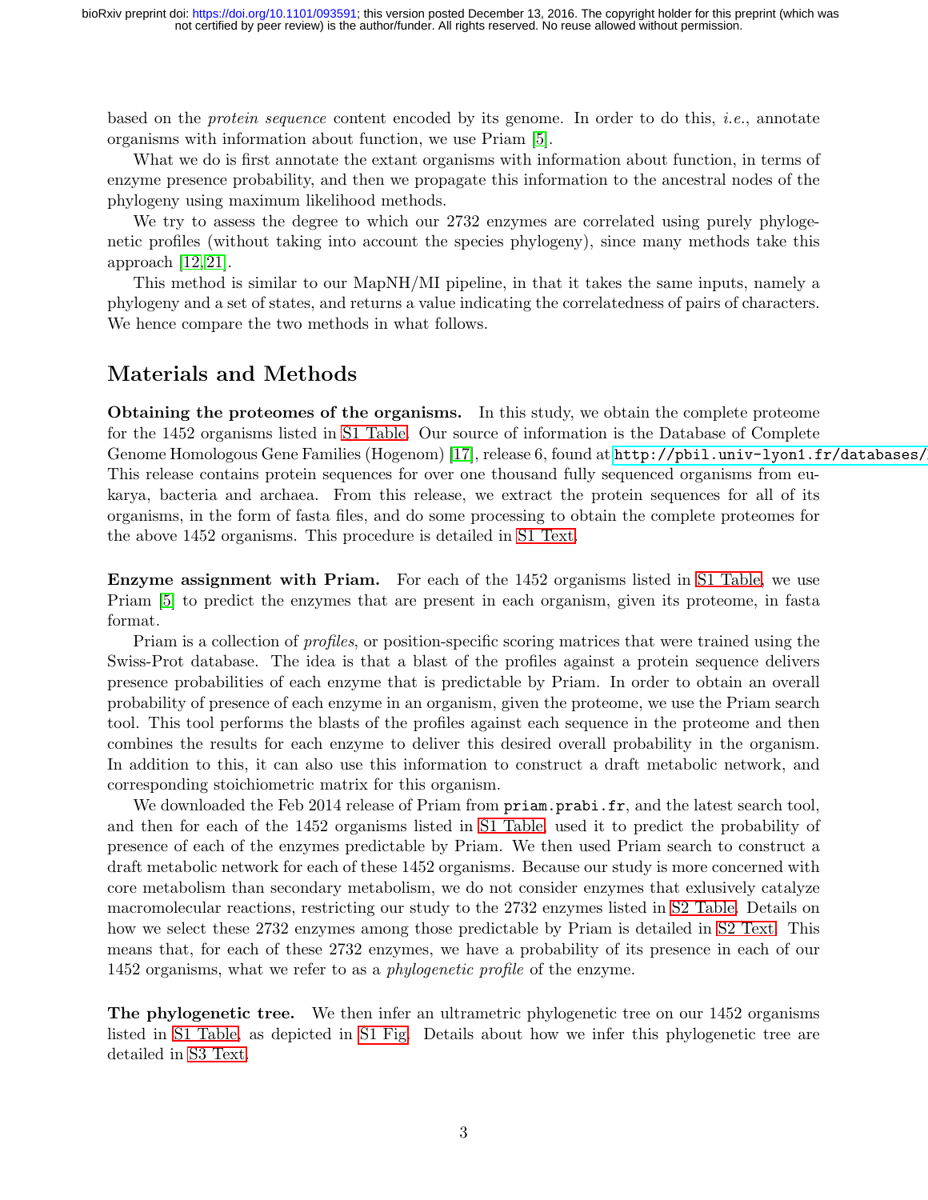based on the *protein sequence* content encoded by its genome. In order to do this, *i.e.*, annotate organisms with information about function, we use Priam [5].

What we do is first annotate the extant organisms with information about function, in terms of enzyme presence probability, and then we propagate this information to the ancestral nodes of the phylogeny using maximum likelihood methods.

We try to assess the degree to which our 2732 enzymes are correlated using purely phylogenetic profiles (without taking into account the species phylogeny), since many methods take this approach [12,21].

This method is similar to our MapNH/MI pipeline, in that it takes the same inputs, namely a phylogeny and a set of states, and returns a value indicating the correlatedness of pairs of characters. We hence compare the two methods in what follows.

# Materials and Methods

**Obtaining the proteomes of the organisms.** In this study, we obtain the complete proteome for the 1452 organisms listed in S1 Table. Our source of information is the Database of Complete Genome Homologous Gene Families (Hogenom) [17], release 6, found at `http://pbil.univ-lyon1.fr/databases/`. This release contains protein sequences for over one thousand fully sequenced organisms from eukarya, bacteria and archaea. From this release, we extract the protein sequences for all of its organisms, in the form of fasta files, and do some processing to obtain the complete proteomes for the above 1452 organisms. This procedure is detailed in S1 Text.

**Enzyme assignment with Priam.** For each of the 1452 organisms listed in S1 Table, we use Priam [5] to predict the enzymes that are present in each organism, given its proteome, in fasta format.

Priam is a collection of *profiles*, or position-specific scoring matrices that were trained using the Swiss-Prot database. The idea is that a blast of the profiles against a protein sequence delivers presence probabilities of each enzyme that is predictable by Priam. In order to obtain an overall probability of presence of each enzyme in an organism, given the proteome, we use the Priam search tool. This tool performs the blasts of the profiles against each sequence in the proteome and then combines the results for each enzyme to deliver this desired overall probability in the organism. In addition to this, it can also use this information to construct a draft metabolic network, and corresponding stoichiometric matrix for this organism.

We downloaded the Feb 2014 release of Priam from `priam.prabi.fr`, and the latest search tool, and then for each of the 1452 organisms listed in S1 Table, used it to predict the probability of presence of each of the enzymes predictable by Priam. We then used Priam search to construct a draft metabolic network for each of these 1452 organisms. Because our study is more concerned with core metabolism than secondary metabolism, we do not consider enzymes that exlusively catalyze macromolecular reactions, restricting our study to the 2732 enzymes listed in S2 Table. Details on how we select these 2732 enzymes among those predictable by Priam is detailed in S2 Text. This means that, for each of these 2732 enzymes, we have a probability of its presence in each of our 1452 organisms, what we refer to as a *phylogenetic profile* of the enzyme.

**The phylogenetic tree.** We then infer an ultrametric phylogenetic tree on our 1452 organisms listed in S1 Table, as depicted in S1 Fig. Details about how we infer this phylogenetic tree are detailed in S3 Text.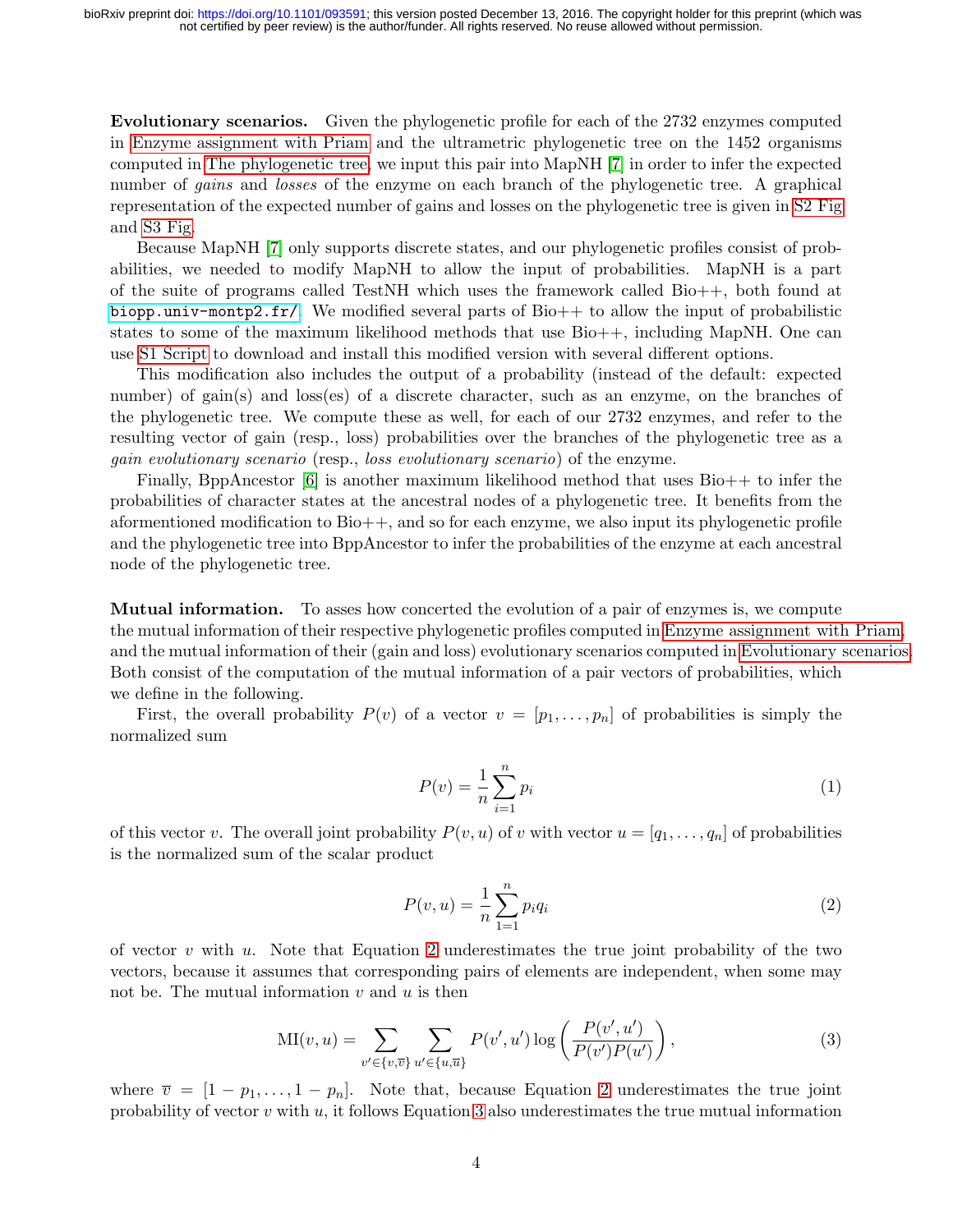**Evolutionary scenarios.** Given the phylogenetic profile for each of the 2732 enzymes computed in Enzyme assignment with Priam and the ultrametric phylogenetic tree on the 1452 organisms computed in The phylogenetic tree, we input this pair into MapNH [7] in order to infer the expected number of *gains* and *losses* of the enzyme on each branch of the phylogenetic tree. A graphical representation of the expected number of gains and losses on the phylogenetic tree is given in S2 Fig and S3 Fig.

Because MapNH [7] only supports discrete states, and our phylogenetic profiles consist of probabilities, we needed to modify MapNH to allow the input of probabilities. MapNH is a part of the suite of programs called TestNH which uses the framework called Bio++, both found at `biopp.univ-montp2.fr/`. We modified several parts of Bio++ to allow the input of probabilistic states to some of the maximum likelihood methods that use Bio++, including MapNH. One can use S1 Script to download and install this modified version with several different options.

This modification also includes the output of a probability (instead of the default: expected number) of gain(s) and loss(es) of a discrete character, such as an enzyme, on the branches of the phylogenetic tree. We compute these as well, for each of our 2732 enzymes, and refer to the resulting vector of gain (resp., loss) probabilities over the branches of the phylogenetic tree as a *gain evolutionary scenario* (resp., *loss evolutionary scenario*) of the enzyme.

Finally, BppAncestor [6] is another maximum likelihood method that uses Bio++ to infer the probabilities of character states at the ancestral nodes of a phylogenetic tree. It benefits from the aforementioned modification to Bio++, and so for each enzyme, we also input its phylogenetic profile and the phylogenetic tree into BppAncestor to infer the probabilities of the enzyme at each ancestral node of the phylogenetic tree.

**Mutual information.** To asses how concerted the evolution of a pair of enzymes is, we compute the mutual information of their respective phylogenetic profiles computed in Enzyme assignment with Priam, and the mutual information of their (gain and loss) evolutionary scenarios computed in Evolutionary scenarios. Both consist of the computation of the mutual information of a pair vectors of probabilities, which we define in the following.

First, the overall probability $P(v)$ of a vector $v = [p_1, \ldots, p_n]$ of probabilities is simply the normalized sum

$$P(v) = \frac{1}{n} \sum_{i=1}^{n} p_i \tag{1}$$

of this vector $v$. The overall joint probability $P(v, u)$ of $v$ with vector $u = [q_1, \ldots, q_n]$ of probabilities is the normalized sum of the scalar product

$$P(v, u) = \frac{1}{n} \sum_{1=1}^{n} p_i q_i \tag{2}$$

of vector $v$ with $u$. Note that Equation 2 underestimates the true joint probability of the two vectors, because it assumes that corresponding pairs of elements are independent, when some may not be. The mutual information $v$ and $u$ is then

$$\mathrm{MI}(v, u) = \sum_{v' \in \{v, \overline{v}\}} \sum_{u' \in \{u, \overline{u}\}} P(v', u') \log \left( \frac{P(v', u')}{P(v')P(u')} \right), \tag{3}$$

where $\overline{v} = [1 - p_1, \ldots, 1 - p_n]$. Note that, because Equation 2 underestimates the true joint probability of vector $v$ with $u$, it follows Equation 3 also underestimates the true mutual information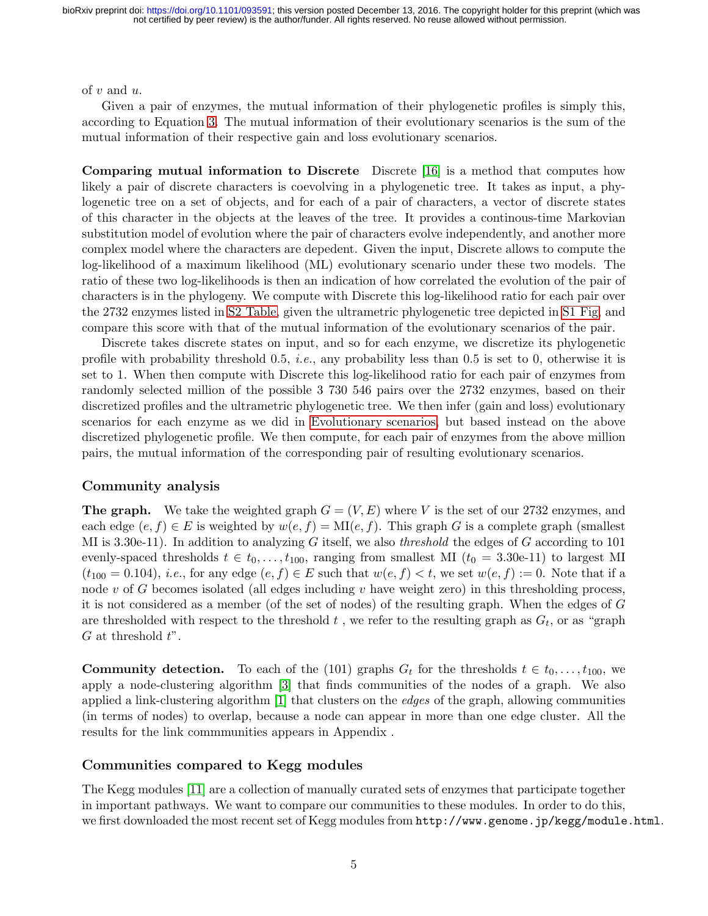of $v$ and $u$.

Given a pair of enzymes, the mutual information of their phylogenetic profiles is simply this, according to Equation 3. The mutual information of their evolutionary scenarios is the sum of the mutual information of their respective gain and loss evolutionary scenarios.

**Comparing mutual information to Discrete** Discrete [16] is a method that computes how likely a pair of discrete characters is coevolving in a phylogenetic tree. It takes as input, a phylogenetic tree on a set of objects, and for each of a pair of characters, a vector of discrete states of this character in the objects at the leaves of the tree. It provides a continous-time Markovian substitution model of evolution where the pair of characters evolve independently, and another more complex model where the characters are depedent. Given the input, Discrete allows to compute the log-likelihood of a maximum likelihood (ML) evolutionary scenario under these two models. The ratio of these two log-likelihoods is then an indication of how correlated the evolution of the pair of characters is in the phylogeny. We compute with Discrete this log-likelihood ratio for each pair over the 2732 enzymes listed in S2 Table, given the ultrametric phylogenetic tree depicted in S1 Fig, and compare this score with that of the mutual information of the evolutionary scenarios of the pair.

Discrete takes discrete states on input, and so for each enzyme, we discretize its phylogenetic profile with probability threshold 0.5, *i.e.*, any probability less than 0.5 is set to 0, otherwise it is set to 1. When then compute with Discrete this log-likelihood ratio for each pair of enzymes from randomly selected million of the possible 3 730 546 pairs over the 2732 enzymes, based on their discretized profiles and the ultrametric phylogenetic tree. We then infer (gain and loss) evolutionary scenarios for each enzyme as we did in Evolutionary scenarios, but based instead on the above discretized phylogenetic profile. We then compute, for each pair of enzymes from the above million pairs, the mutual information of the corresponding pair of resulting evolutionary scenarios.

## Community analysis

**The graph.** We take the weighted graph $G = (V, E)$ where $V$ is the set of our 2732 enzymes, and each edge $(e, f) \in E$ is weighted by $w(e, f) = \mathrm{MI}(e, f)$. This graph $G$ is a complete graph (smallest MI is 3.30e-11). In addition to analyzing $G$ itself, we also *threshold* the edges of $G$ according to 101 evenly-spaced thresholds $t \in t_0, \ldots, t_{100}$, ranging from smallest MI ($t_0$ = 3.30e-11) to largest MI ($t_{100} = 0.104$), *i.e.*, for any edge $(e, f) \in E$ such that $w(e, f) < t$, we set $w(e, f) := 0$. Note that if a node $v$ of $G$ becomes isolated (all edges including $v$ have weight zero) in this thresholding process, it is not considered as a member (of the set of nodes) of the resulting graph. When the edges of $G$ are thresholded with respect to the threshold $t$ , we refer to the resulting graph as $G_t$, or as "graph $G$ at threshold $t$".

**Community detection.** To each of the (101) graphs $G_t$ for the thresholds $t \in t_0, \ldots, t_{100}$, we apply a node-clustering algorithm [3] that finds communities of the nodes of a graph. We also applied a link-clustering algorithm [1] that clusters on the *edges* of the graph, allowing communities (in terms of nodes) to overlap, because a node can appear in more than one edge cluster. All the results for the link commmunities appears in Appendix .

## Communities compared to Kegg modules

The Kegg modules [11] are a collection of manually curated sets of enzymes that participate together in important pathways. We want to compare our communities to these modules. In order to do this, we first downloaded the most recent set of Kegg modules from `http://www.genome.jp/kegg/module.html`.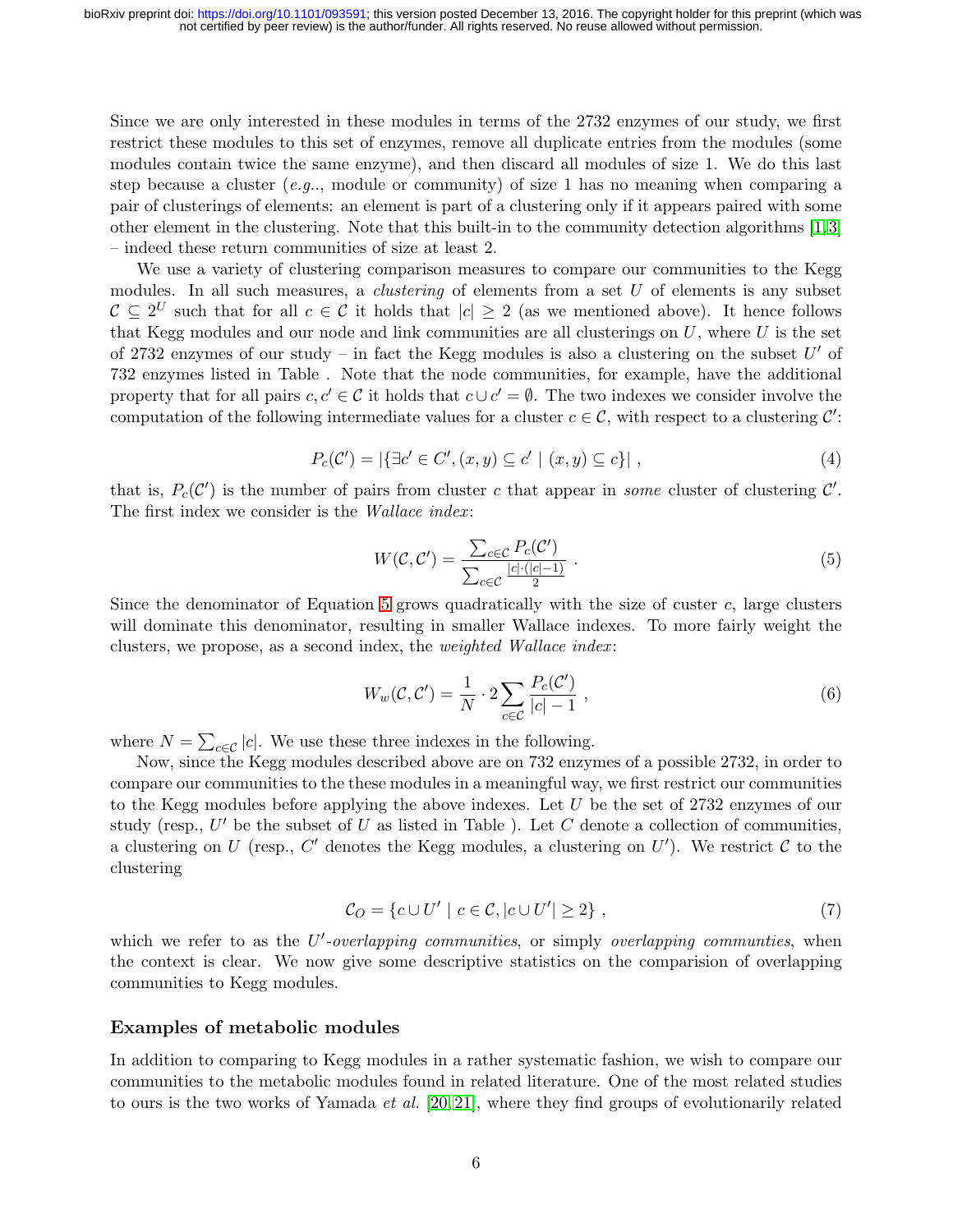Since we are only interested in these modules in terms of the 2732 enzymes of our study, we first restrict these modules to this set of enzymes, remove all duplicate entries from the modules (some modules contain twice the same enzyme), and then discard all modules of size 1. We do this last step because a cluster (*e.g.*., module or community) of size 1 has no meaning when comparing a pair of clusterings of elements: an element is part of a clustering only if it appears paired with some other element in the clustering. Note that this built-in to the community detection algorithms [1,3] – indeed these return communities of size at least 2.

We use a variety of clustering comparison measures to compare our communities to the Kegg modules. In all such measures, a *clustering* of elements from a set $U$ of elements is any subset $\mathcal{C} \subseteq 2^U$ such that for all $c \in \mathcal{C}$ it holds that $|c| \geq 2$ (as we mentioned above). It hence follows that Kegg modules and our node and link communities are all clusterings on $U$, where $U$ is the set of 2732 enzymes of our study – in fact the Kegg modules is also a clustering on the subset $U'$ of 732 enzymes listed in Table . Note that the node communities, for example, have the additional property that for all pairs $c, c' \in \mathcal{C}$ it holds that $c \cup c' = \emptyset$. The two indexes we consider involve the computation of the following intermediate values for a cluster $c \in \mathcal{C}$, with respect to a clustering $\mathcal{C}'$:

$$P_c(\mathcal{C}') = |\{\exists c' \in C', (x,y) \subseteq c' \mid (x,y) \subseteq c\}| \ , \tag{4}$$

that is, $P_c(\mathcal{C}')$ is the number of pairs from cluster $c$ that appear in *some* cluster of clustering $\mathcal{C}'$. The first index we consider is the *Wallace index*:

$$W(\mathcal{C}, \mathcal{C}') = \frac{\sum_{c \in \mathcal{C}} P_c(\mathcal{C}')}{\sum_{c \in \mathcal{C}} \frac{|c| \cdot (|c|-1)}{2}} \ . \tag{5}$$

Since the denominator of Equation 5 grows quadratically with the size of custer $c$, large clusters will dominate this denominator, resulting in smaller Wallace indexes. To more fairly weight the clusters, we propose, as a second index, the *weighted Wallace index*:

$$W_w(\mathcal{C}, \mathcal{C}') = \frac{1}{N} \cdot 2 \sum_{c \in \mathcal{C}} \frac{P_c(\mathcal{C}')}{|c| - 1} \ , \tag{6}$$

where $N = \sum_{c \in \mathcal{C}} |c|$. We use these three indexes in the following.

Now, since the Kegg modules described above are on 732 enzymes of a possible 2732, in order to compare our communities to the these modules in a meaningful way, we first restrict our communities to the Kegg modules before applying the above indexes. Let $U$ be the set of 2732 enzymes of our study (resp., $U'$ be the subset of $U$ as listed in Table ). Let $C$ denote a collection of communities, a clustering on $U$ (resp., $C'$ denotes the Kegg modules, a clustering on $U'$). We restrict $\mathcal{C}$ to the clustering

$$\mathcal{C}_O = \{c \cup U' \mid c \in \mathcal{C}, |c \cup U'| \geq 2\} \ , \tag{7}$$

which we refer to as the *$U'$-overlapping communities*, or simply *overlapping communties*, when the context is clear. We now give some descriptive statistics on the comparision of overlapping communities to Kegg modules.

## Examples of metabolic modules

In addition to comparing to Kegg modules in a rather systematic fashion, we wish to compare our communities to the metabolic modules found in related literature. One of the most related studies to ours is the two works of Yamada *et al.* [20,21], where they find groups of evolutionarily related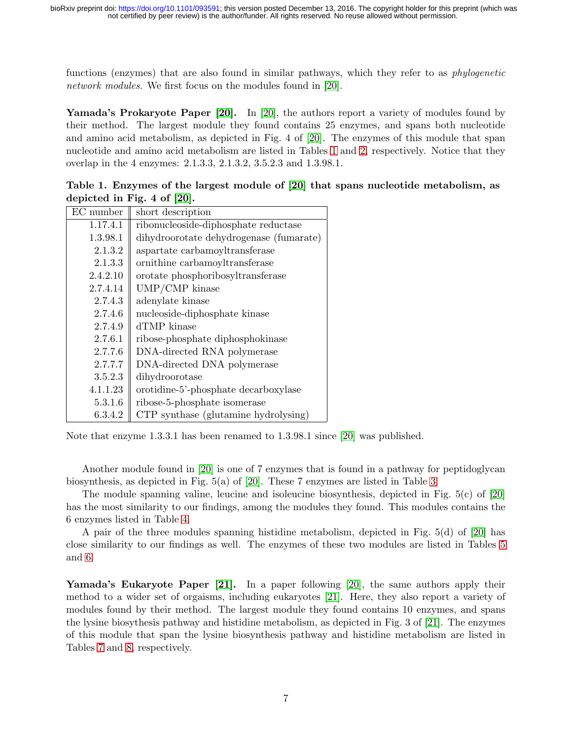functions (enzymes) that are also found in similar pathways, which they refer to as *phylogenetic network modules*. We first focus on the modules found in [20].

**Yamada's Prokaryote Paper [20].** In [20], the authors report a variety of modules found by their method. The largest module they found contains 25 enzymes, and spans both nucleotide and amino acid metabolism, as depicted in Fig. 4 of [20]. The enzymes of this module that span nucleotide and amino acid metabolism are listed in Tables 1 and 2, respectively. Notice that they overlap in the 4 enzymes: 2.1.3.3, 2.1.3.2, 3.5.2.3 and 1.3.98.1.

**Table 1. Enzymes of the largest module of [20] that spans nucleotide metabolism, as depicted in Fig. 4 of [20].**

| EC number | short description |
|---|---|
| 1.17.4.1 | ribonucleoside-diphosphate reductase |
| 1.3.98.1 | dihydroorotate dehydrogenase (fumarate) |
| 2.1.3.2 | aspartate carbamoyltransferase |
| 2.1.3.3 | ornithine carbamoyltransferase |
| 2.4.2.10 | orotate phosphoribosyltransferase |
| 2.7.4.14 | UMP/CMP kinase |
| 2.7.4.3 | adenylate kinase |
| 2.7.4.6 | nucleoside-diphosphate kinase |
| 2.7.4.9 | dTMP kinase |
| 2.7.6.1 | ribose-phosphate diphosphokinase |
| 2.7.7.6 | DNA-directed RNA polymerase |
| 2.7.7.7 | DNA-directed DNA polymerase |
| 3.5.2.3 | dihydroorotase |
| 4.1.1.23 | orotidine-5'-phosphate decarboxylase |
| 5.3.1.6 | ribose-5-phosphate isomerase |
| 6.3.4.2 | CTP synthase (glutamine hydrolysing) |

Note that enzyme 1.3.3.1 has been renamed to 1.3.98.1 since [20] was published.

Another module found in [20] is one of 7 enzymes that is found in a pathway for peptidoglycan biosynthesis, as depicted in Fig. 5(a) of [20]. These 7 enzymes are listed in Table 3.

The module spanning valine, leucine and isoleucine biosynthesis, depicted in Fig. 5(c) of [20] has the most similarity to our findings, among the modules they found. This modules contains the 6 enzymes listed in Table 4.

A pair of the three modules spanning histidine metabolism, depicted in Fig. 5(d) of [20] has close similarity to our findings as well. The enzymes of these two modules are listed in Tables 5 and 6.

**Yamada's Eukaryote Paper [21].** In a paper following [20], the same authors apply their method to a wider set of orgaisms, including eukaryotes [21]. Here, they also report a variety of modules found by their method. The largest module they found contains 10 enzymes, and spans the lysine biosythesis pathway and histidine metabolism, as depicted in Fig. 3 of [21]. The enzymes of this module that span the lysine biosynthesis pathway and histidine metabolism are listed in Tables 7 and 8, respectively.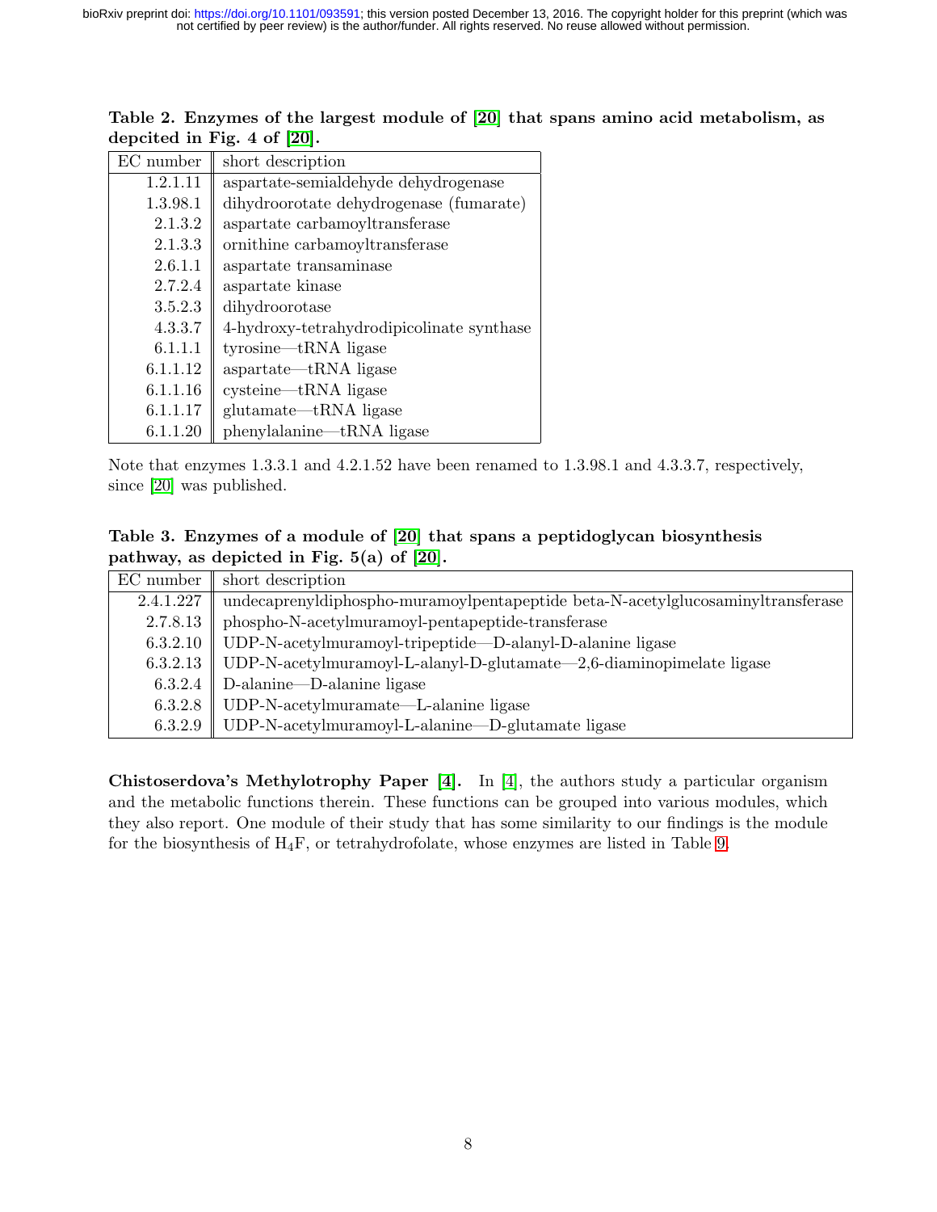**Table 2. Enzymes of the largest module of [20] that spans amino acid metabolism, as depcited in Fig. 4 of [20].**

| EC number | short description |
|---|---|
| 1.2.1.11 | aspartate-semialdehyde dehydrogenase |
| 1.3.98.1 | dihydroorotate dehydrogenase (fumarate) |
| 2.1.3.2 | aspartate carbamoyltransferase |
| 2.1.3.3 | ornithine carbamoyltransferase |
| 2.6.1.1 | aspartate transaminase |
| 2.7.2.4 | aspartate kinase |
| 3.5.2.3 | dihydroorotase |
| 4.3.3.7 | 4-hydroxy-tetrahydrodipicolinate synthase |
| 6.1.1.1 | tyrosine—tRNA ligase |
| 6.1.1.12 | aspartate—tRNA ligase |
| 6.1.1.16 | cysteine—tRNA ligase |
| 6.1.1.17 | glutamate—tRNA ligase |
| 6.1.1.20 | phenylalanine—tRNA ligase |

Note that enzymes 1.3.3.1 and 4.2.1.52 have been renamed to 1.3.98.1 and 4.3.3.7, respectively, since [20] was published.

**Table 3. Enzymes of a module of [20] that spans a peptidoglycan biosynthesis pathway, as depicted in Fig. 5(a) of [20].**

| EC number | short description |
|---|---|
| 2.4.1.227 | undecaprenyldiphospho-muramoylpentapeptide beta-N-acetylglucosaminyltransferase |
| 2.7.8.13 | phospho-N-acetylmuramoyl-pentapeptide-transferase |
| 6.3.2.10 | UDP-N-acetylmuramoyl-tripeptide—D-alanyl-D-alanine ligase |
| 6.3.2.13 | UDP-N-acetylmuramoyl-L-alanyl-D-glutamate—2,6-diaminopimelate ligase |
| 6.3.2.4 | D-alanine—D-alanine ligase |
| 6.3.2.8 | UDP-N-acetylmuramate—L-alanine ligase |
| 6.3.2.9 | UDP-N-acetylmuramoyl-L-alanine—D-glutamate ligase |

**Chistoserdova's Methylotrophy Paper [4].** In [4], the authors study a particular organism and the metabolic functions therein. These functions can be grouped into various modules, which they also report. One module of their study that has some similarity to our findings is the module for the biosynthesis of $H_4F$, or tetrahydrofolate, whose enzymes are listed in Table 9.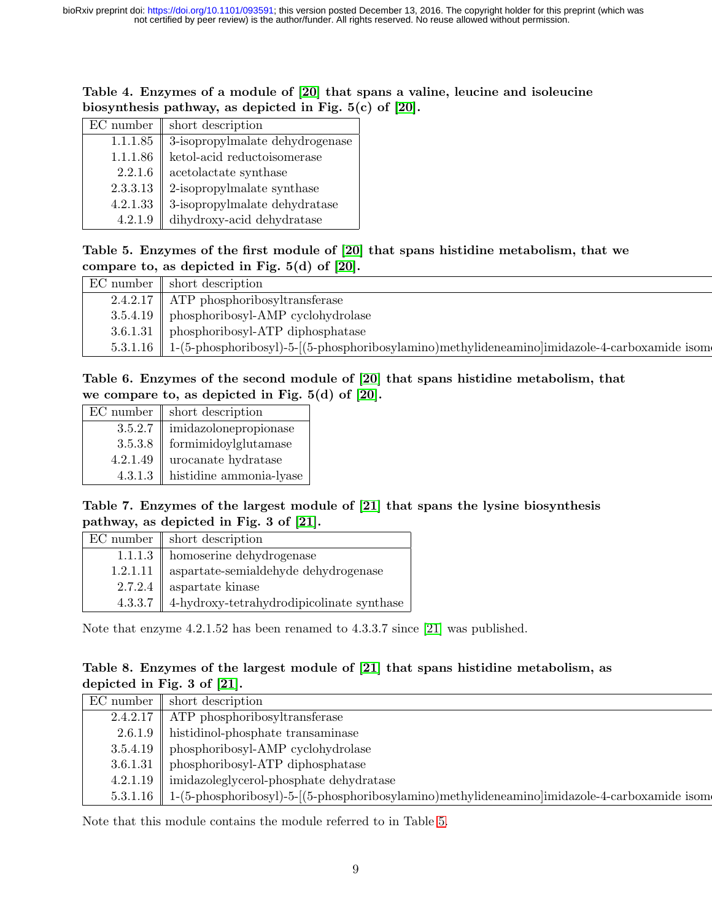**Table 4. Enzymes of a module of [20] that spans a valine, leucine and isoleucine biosynthesis pathway, as depicted in Fig. 5(c) of [20].**

| EC number | short description |
|---|---|
| 1.1.1.85 | 3-isopropylmalate dehydrogenase |
| 1.1.1.86 | ketol-acid reductoisomerase |
| 2.2.1.6 | acetolactate synthase |
| 2.3.3.13 | 2-isopropylmalate synthase |
| 4.2.1.33 | 3-isopropylmalate dehydratase |
| 4.2.1.9 | dihydroxy-acid dehydratase |

**Table 5. Enzymes of the first module of [20] that spans histidine metabolism, that we compare to, as depicted in Fig. 5(d) of [20].**

| EC number | short description |
|---|---|
| 2.4.2.17 | ATP phosphoribosyltransferase |
| 3.5.4.19 | phosphoribosyl-AMP cyclohydrolase |
| 3.6.1.31 | phosphoribosyl-ATP diphosphatase |
| 5.3.1.16 | 1-(5-phosphoribosyl)-5-[(5-phosphoribosylamino)methylideneamino]imidazole-4-carboxamide isom |

**Table 6. Enzymes of the second module of [20] that spans histidine metabolism, that we compare to, as depicted in Fig. 5(d) of [20].**

| EC number | short description |
|---|---|
| 3.5.2.7 | imidazolonepropionase |
| 3.5.3.8 | formimidoylglutamase |
| 4.2.1.49 | urocanate hydratase |
| 4.3.1.3 | histidine ammonia-lyase |

**Table 7. Enzymes of the largest module of [21] that spans the lysine biosynthesis pathway, as depicted in Fig. 3 of [21].**

| EC number | short description |
|---|---|
| 1.1.1.3 | homoserine dehydrogenase |
| 1.2.1.11 | aspartate-semialdehyde dehydrogenase |
| 2.7.2.4 | aspartate kinase |
| 4.3.3.7 | 4-hydroxy-tetrahydrodipicolinate synthase |

Note that enzyme 4.2.1.52 has been renamed to 4.3.3.7 since [21] was published.

**Table 8. Enzymes of the largest module of [21] that spans histidine metabolism, as depicted in Fig. 3 of [21].**

| EC number | short description |
|---|---|
| 2.4.2.17 | ATP phosphoribosyltransferase |
| 2.6.1.9 | histidinol-phosphate transaminase |
| 3.5.4.19 | phosphoribosyl-AMP cyclohydrolase |
| 3.6.1.31 | phosphoribosyl-ATP diphosphatase |
| 4.2.1.19 | imidazoleglycerol-phosphate dehydratase |
| 5.3.1.16 | 1-(5-phosphoribosyl)-5-[(5-phosphoribosylamino)methylideneamino]imidazole-4-carboxamide isom |

Note that this module contains the module referred to in Table 5.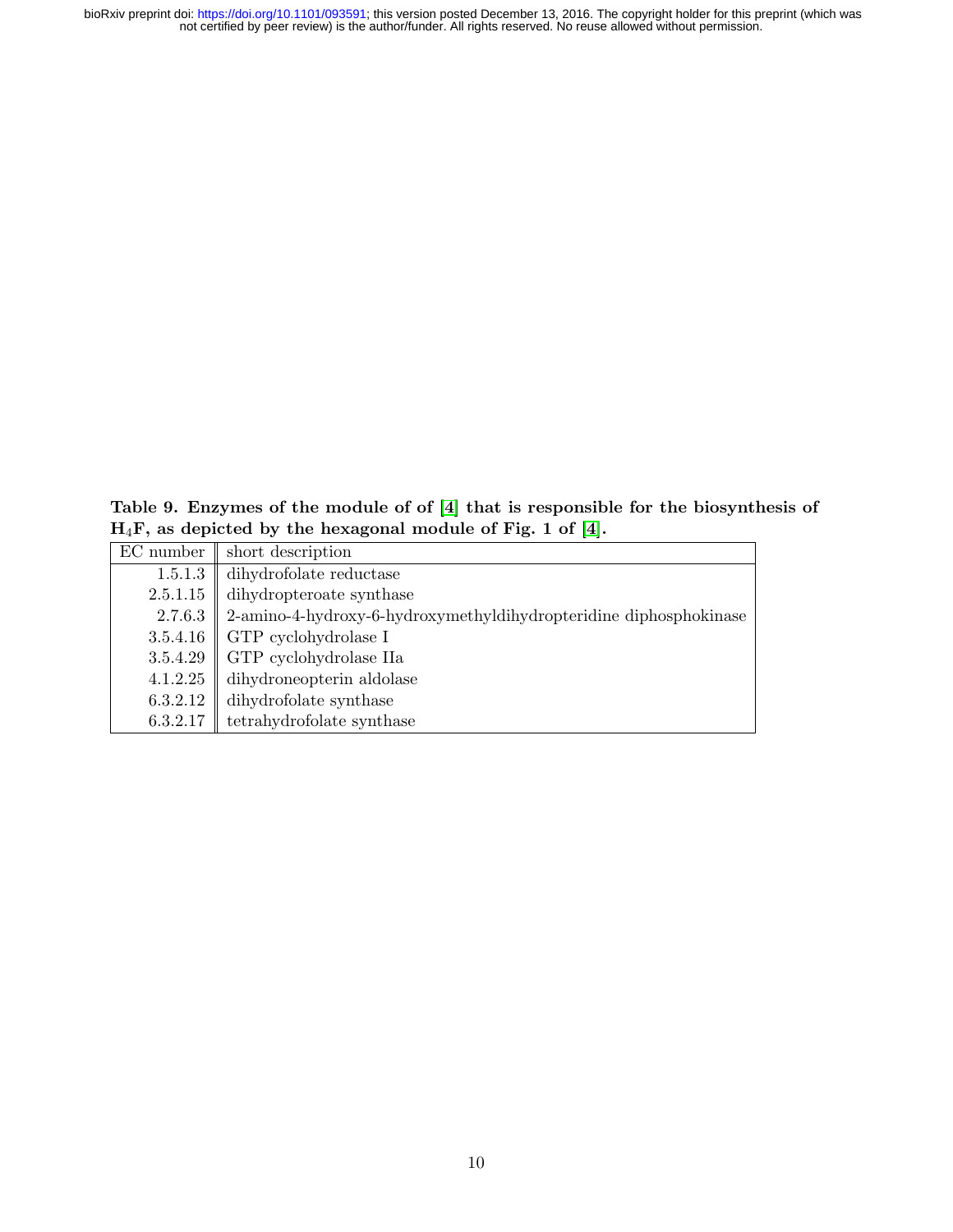**Table 9. Enzymes of the module of of [4] that is responsible for the biosynthesis of $H_4F$, as depicted by the hexagonal module of Fig. 1 of [4].**

| EC number | short description |
|---|---|
| 1.5.1.3 | dihydrofolate reductase |
| 2.5.1.15 | dihydropteroate synthase |
| 2.7.6.3 | 2-amino-4-hydroxy-6-hydroxymethyldihydropteridine diphosphokinase |
| 3.5.4.16 | GTP cyclohydrolase I |
| 3.5.4.29 | GTP cyclohydrolase IIa |
| 4.1.2.25 | dihydroneopterin aldolase |
| 6.3.2.12 | dihydrofolate synthase |
| 6.3.2.17 | tetrahydrofolate synthase |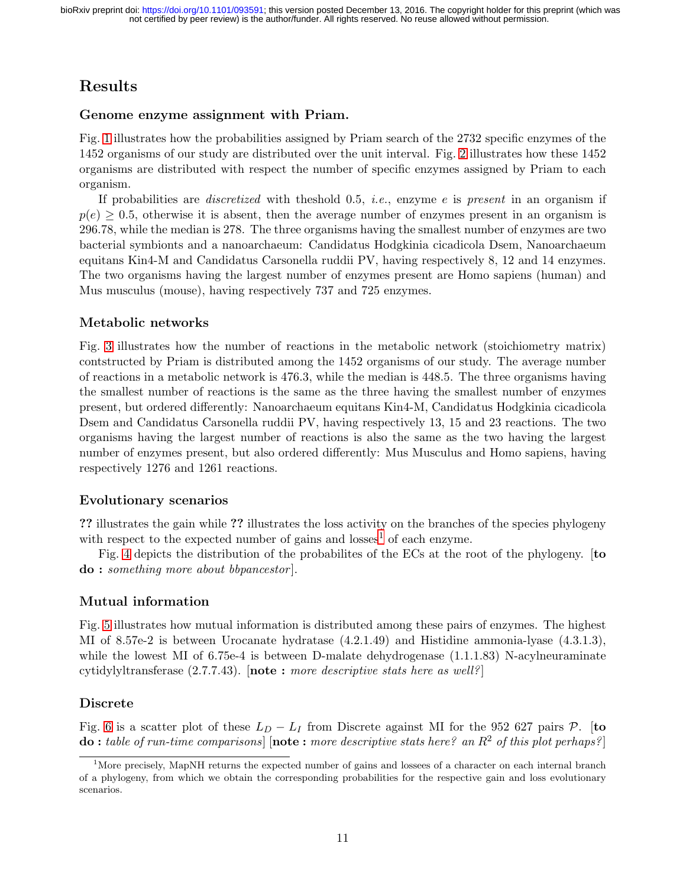# Results

### Genome enzyme assignment with Priam.

Fig. 1 illustrates how the probabilities assigned by Priam search of the 2732 specific enzymes of the 1452 organisms of our study are distributed over the unit interval. Fig. 2 illustrates how these 1452 organisms are distributed with respect the number of specific enzymes assigned by Priam to each organism.

If probabilities are *discretized* with theshold 0.5, *i.e.*, enzyme $e$ is *present* in an organism if $p(e) \geq 0.5$, otherwise it is absent, then the average number of enzymes present in an organism is 296.78, while the median is 278. The three organisms having the smallest number of enzymes are two bacterial symbionts and a nanoarchaeum: Candidatus Hodgkinia cicadicola Dsem, Nanoarchaeum equitans Kin4-M and Candidatus Carsonella ruddii PV, having respectively 8, 12 and 14 enzymes. The two organisms having the largest number of enzymes present are Homo sapiens (human) and Mus musculus (mouse), having respectively 737 and 725 enzymes.

### Metabolic networks

Fig. 3 illustrates how the number of reactions in the metabolic network (stoichiometry matrix) contstructed by Priam is distributed among the 1452 organisms of our study. The average number of reactions in a metabolic network is 476.3, while the median is 448.5. The three organisms having the smallest number of reactions is the same as the three having the smallest number of enzymes present, but ordered differently: Nanoarchaeum equitans Kin4-M, Candidatus Hodgkinia cicadicola Dsem and Candidatus Carsonella ruddii PV, having respectively 13, 15 and 23 reactions. The two organisms having the largest number of reactions is also the same as the two having the largest number of enzymes present, but also ordered differently: Mus Musculus and Homo sapiens, having respectively 1276 and 1261 reactions.

### Evolutionary scenarios

**??** illustrates the gain while **??** illustrates the loss activity on the branches of the species phylogeny with respect to the expected number of gains and losses[1] of each enzyme.

Fig. 4 depicts the distribution of the probabilites of the ECs at the root of the phylogeny. [**to do :** *something more about bbpancestor*].

### Mutual information

Fig. 5 illustrates how mutual information is distributed among these pairs of enzymes. The highest MI of 8.57e-2 is between Urocanate hydratase (4.2.1.49) and Histidine ammonia-lyase (4.3.1.3), while the lowest MI of 6.75e-4 is between D-malate dehydrogenase (1.1.1.83) N-acylneuraminate cytidylyltransferase (2.7.7.43). [**note :** *more descriptive stats here as well?*]

### Discrete

Fig. 6 is a scatter plot of these $L_D - L_I$ from Discrete against MI for the 952 627 pairs $\mathcal{P}$. [**to do :** *table of run-time comparisons*] [**note :** *more descriptive stats here? an* $R^2$ *of this plot perhaps?*]

---

[1] More precisely, MapNH returns the expected number of gains and lossees of a character on each internal branch of a phylogeny, from which we obtain the corresponding probabilities for the respective gain and loss evolutionary scenarios.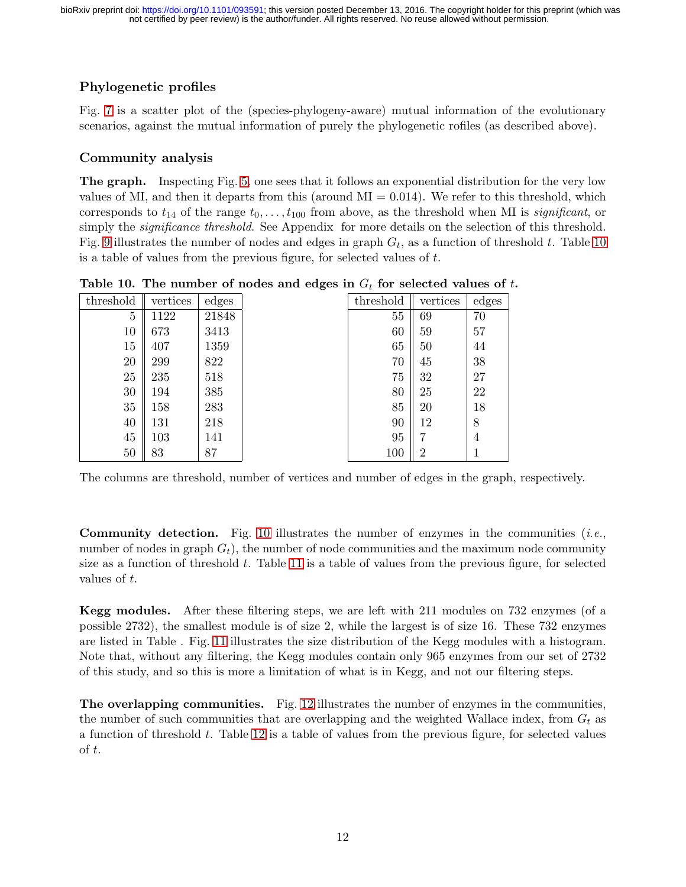### Phylogenetic profiles

Fig. 7 is a scatter plot of the (species-phylogeny-aware) mutual information of the evolutionary scenarios, against the mutual information of purely the phylogenetic rofiles (as described above).

### Community analysis

**The graph.** Inspecting Fig. 5, one sees that it follows an exponential distribution for the very low values of MI, and then it departs from this (around MI $= 0.014$). We refer to this threshold, which corresponds to $t_{14}$ of the range $t_0, \ldots, t_{100}$ from above, as the threshold when MI is *significant*, or simply the *significance threshold*. See Appendix for more details on the selection of this threshold. Fig. 9 illustrates the number of nodes and edges in graph $G_t$, as a function of threshold $t$. Table 10 is a table of values from the previous figure, for selected values of $t$.

**Table 10. The number of nodes and edges in $G_t$ for selected values of $t$.**

| threshold | vertices | edges |
|---|---|---|
| 5 | 1122 | 21848 |
| 10 | 673 | 3413 |
| 15 | 407 | 1359 |
| 20 | 299 | 822 |
| 25 | 235 | 518 |
| 30 | 194 | 385 |
| 35 | 158 | 283 |
| 40 | 131 | 218 |
| 45 | 103 | 141 |
| 50 | 83 | 87 |

| threshold | vertices | edges |
|---|---|---|
| 55 | 69 | 70 |
| 60 | 59 | 57 |
| 65 | 50 | 44 |
| 70 | 45 | 38 |
| 75 | 32 | 27 |
| 80 | 25 | 22 |
| 85 | 20 | 18 |
| 90 | 12 | 8 |
| 95 | 7 | 4 |
| 100 | 2 | 1 |

The columns are threshold, number of vertices and number of edges in the graph, respectively.

**Community detection.** Fig. 10 illustrates the number of enzymes in the communities (*i.e.*, number of nodes in graph $G_t$), the number of node communities and the maximum node community size as a function of threshold $t$. Table 11 is a table of values from the previous figure, for selected values of $t$.

**Kegg modules.** After these filtering steps, we are left with 211 modules on 732 enzymes (of a possible 2732), the smallest module is of size 2, while the largest is of size 16. These 732 enzymes are listed in Table . Fig. 11 illustrates the size distribution of the Kegg modules with a histogram. Note that, without any filtering, the Kegg modules contain only 965 enzymes from our set of 2732 of this study, and so this is more a limitation of what is in Kegg, and not our filtering steps.

**The overlapping communities.** Fig. 12 illustrates the number of enzymes in the communities, the number of such communities that are overlapping and the weighted Wallace index, from $G_t$ as a function of threshold $t$. Table 12 is a table of values from the previous figure, for selected values of $t$.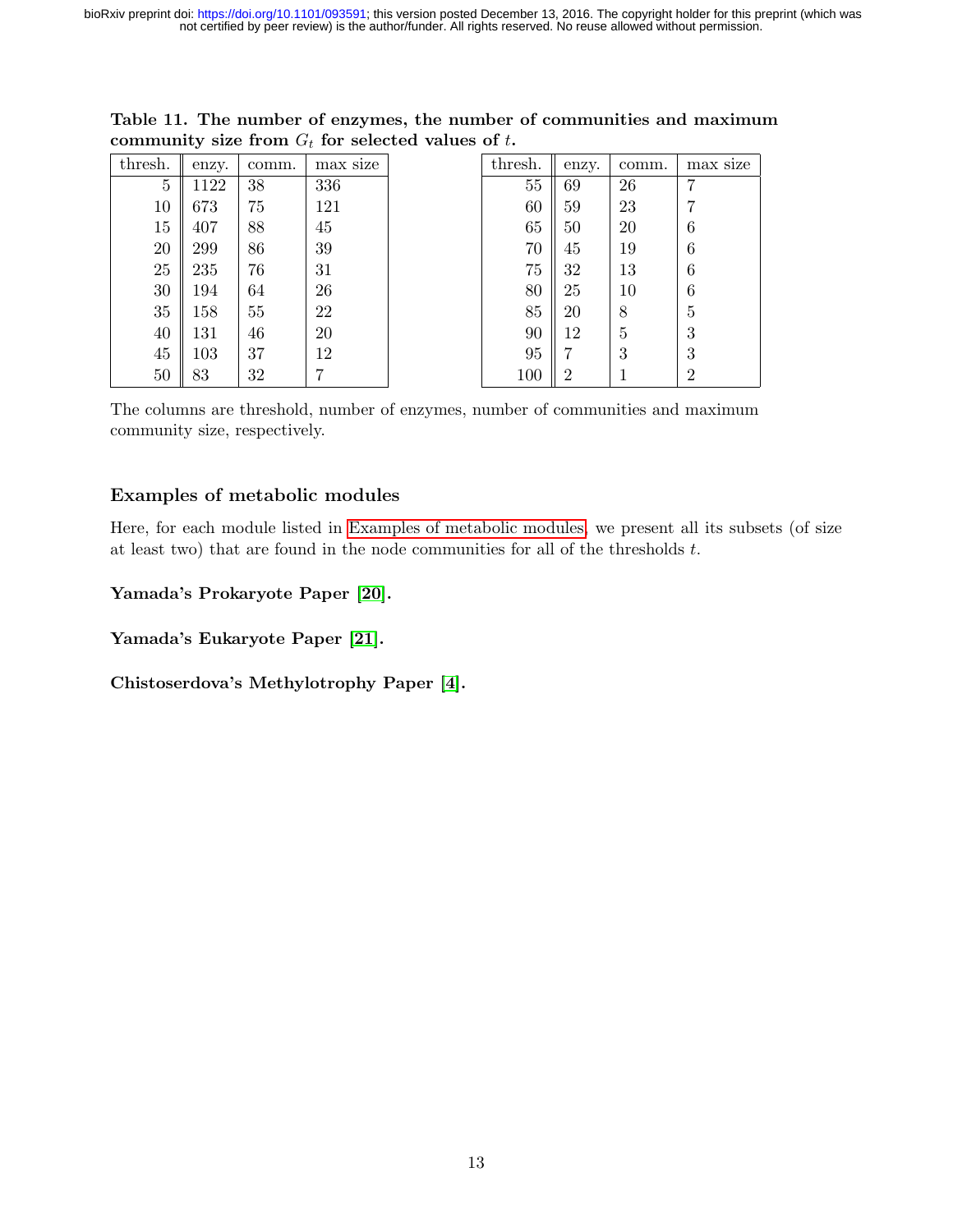**Table 11. The number of enzymes, the number of communities and maximum community size from $G_t$ for selected values of $t$.**

| thresh. | enzy. | comm. | max size |
|---|---|---|---|
| 5 | 1122 | 38 | 336 |
| 10 | 673 | 75 | 121 |
| 15 | 407 | 88 | 45 |
| 20 | 299 | 86 | 39 |
| 25 | 235 | 76 | 31 |
| 30 | 194 | 64 | 26 |
| 35 | 158 | 55 | 22 |
| 40 | 131 | 46 | 20 |
| 45 | 103 | 37 | 12 |
| 50 | 83 | 32 | 7 |
| 55 | 69 | 26 | 7 |
| 60 | 59 | 23 | 7 |
| 65 | 50 | 20 | 6 |
| 70 | 45 | 19 | 6 |
| 75 | 32 | 13 | 6 |
| 80 | 25 | 10 | 6 |
| 85 | 20 | 8 | 5 |
| 90 | 12 | 5 | 3 |
| 95 | 7 | 3 | 3 |
| 100 | 2 | 1 | 2 |

The columns are threshold, number of enzymes, number of communities and maximum community size, respectively.

## Examples of metabolic modules

Here, for each module listed in Examples of metabolic modules, we present all its subsets (of size at least two) that are found in the node communities for all of the thresholds $t$.

**Yamada's Prokaryote Paper [20].**

**Yamada's Eukaryote Paper [21].**

**Chistoserdova's Methylotrophy Paper [4].**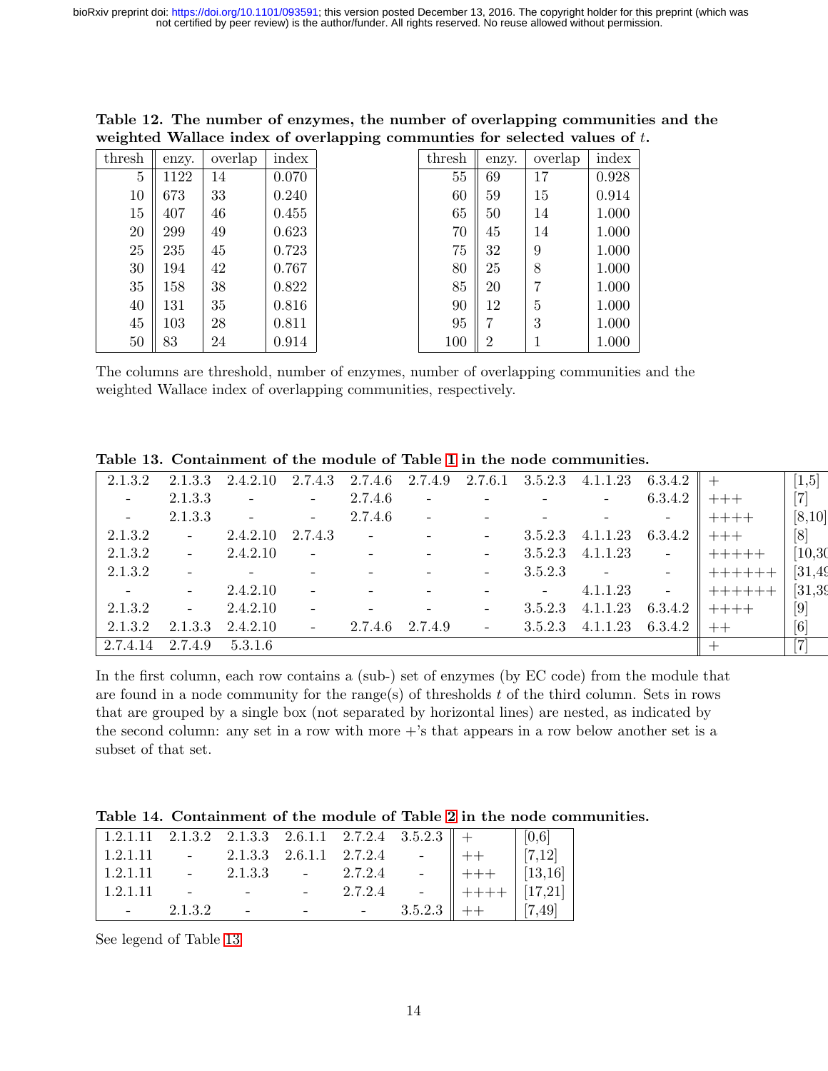**Table 12. The number of enzymes, the number of overlapping communities and the weighted Wallace index of overlapping communties for selected values of $t$.**

| thresh | enzy. | overlap | index |
|---|---|---|---|
| 5 | 1122 | 14 | 0.070 |
| 10 | 673 | 33 | 0.240 |
| 15 | 407 | 46 | 0.455 |
| 20 | 299 | 49 | 0.623 |
| 25 | 235 | 45 | 0.723 |
| 30 | 194 | 42 | 0.767 |
| 35 | 158 | 38 | 0.822 |
| 40 | 131 | 35 | 0.816 |
| 45 | 103 | 28 | 0.811 |
| 50 | 83 | 24 | 0.914 |

| thresh | enzy. | overlap | index |
|---|---|---|---|
| 55 | 69 | 17 | 0.928 |
| 60 | 59 | 15 | 0.914 |
| 65 | 50 | 14 | 1.000 |
| 70 | 45 | 14 | 1.000 |
| 75 | 32 | 9 | 1.000 |
| 80 | 25 | 8 | 1.000 |
| 85 | 20 | 7 | 1.000 |
| 90 | 12 | 5 | 1.000 |
| 95 | 7 | 3 | 1.000 |
| 100 | 2 | 1 | 1.000 |

The columns are threshold, number of enzymes, number of overlapping communities and the weighted Wallace index of overlapping communities, respectively.

**Table 13. Containment of the module of Table 1 in the node communities.**

| | | | | | | | | | | | |
|---|---|---|---|---|---|---|---|---|---|---|---|
| 2.1.3.2 | 2.1.3.3 | 2.4.2.10 | 2.7.4.3 | 2.7.4.6 | 2.7.4.9 | 2.7.6.1 | 3.5.2.3 | 4.1.1.23 | 6.3.4.2 | + | [1,5] |
| - | 2.1.3.3 | - | - | 2.7.4.6 | - | - | - | - | 6.3.4.2 | +++ | [7] |
| - | 2.1.3.3 | - | - | 2.7.4.6 | - | - | - | - | - | ++++ | [8,10] |
| 2.1.3.2 | - | 2.4.2.10 | 2.7.4.3 | - | - | - | 3.5.2.3 | 4.1.1.23 | 6.3.4.2 | +++ | [8] |
| 2.1.3.2 | - | 2.4.2.10 | - | - | - | - | 3.5.2.3 | 4.1.1.23 | - | +++++ | [10,30] |
| 2.1.3.2 | - | - | - | - | - | - | 3.5.2.3 | - | - | ++++++ | [31,49] |
| - | - | 2.4.2.10 | - | - | - | - | - | 4.1.1.23 | - | ++++++ | [31,39] |
| 2.1.3.2 | - | 2.4.2.10 | - | - | - | - | 3.5.2.3 | 4.1.1.23 | 6.3.4.2 | ++++ | [9] |
| 2.1.3.2 | 2.1.3.3 | 2.4.2.10 | - | 2.7.4.6 | 2.7.4.9 | - | 3.5.2.3 | 4.1.1.23 | 6.3.4.2 | ++ | [6] |
| 2.7.4.14 | 2.7.4.9 | 5.3.1.6 | | | | | | | | + | [7] |

In the first column, each row contains a (sub-) set of enzymes (by EC code) from the module that are found in a node community for the range(s) of thresholds $t$ of the third column. Sets in rows that are grouped by a single box (not separated by horizontal lines) are nested, as indicated by the second column: any set in a row with more +'s that appears in a row below another set is a subset of that set.

**Table 14. Containment of the module of Table 2 in the node communities.**

| | | | | | | | |
|---|---|---|---|---|---|---|---|
| 1.2.1.11 | 2.1.3.2 | 2.1.3.3 | 2.6.1.1 | 2.7.2.4 | 3.5.2.3 | + | [0,6] |
| 1.2.1.11 | - | 2.1.3.3 | 2.6.1.1 | 2.7.2.4 | - | ++ | [7,12] |
| 1.2.1.11 | - | 2.1.3.3 | - | 2.7.2.4 | - | +++ | [13,16] |
| 1.2.1.11 | - | - | - | 2.7.2.4 | - | ++++ | [17,21] |
| - | 2.1.3.2 | - | - | - | 3.5.2.3 | ++ | [7,49] |

See legend of Table 13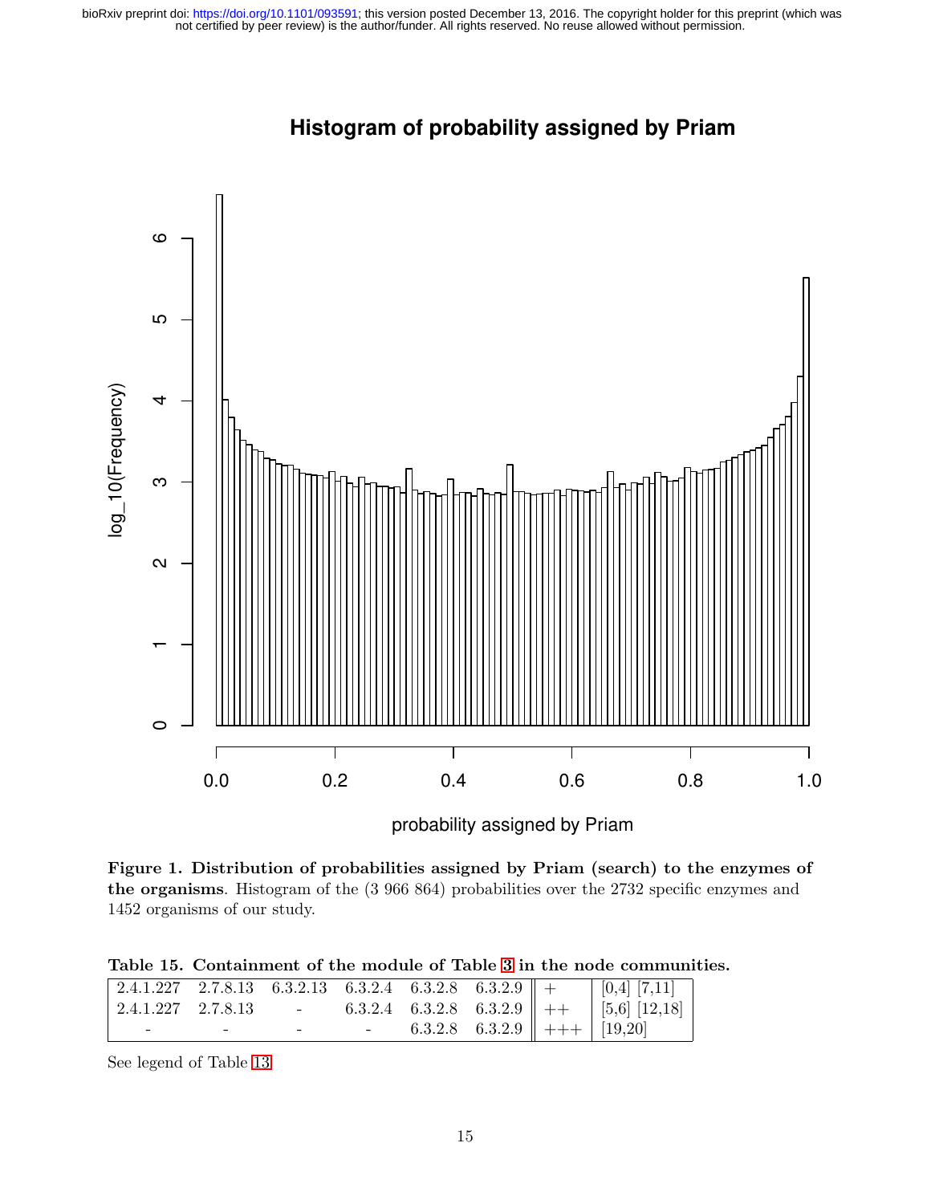**Figure 1. Distribution of probabilities assigned by Priam (search) to the enzymes of the organisms**. Histogram of the (3 966 864) probabilities over the 2732 specific enzymes and 1452 organisms of our study.

**Table 15. Containment of the module of Table 3 in the node communities.**

| | | | | | | | |
|---|---|---|---|---|---|---|---|
| 2.4.1.227 | 2.7.8.13 | 6.3.2.13 | 6.3.2.4 | 6.3.2.8 | 6.3.2.9 | + | [0,4] [7,11] |
| 2.4.1.227 | 2.7.8.13 | - | 6.3.2.4 | 6.3.2.8 | 6.3.2.9 | ++ | [5,6] [12,18] |
| - | - | - | - | 6.3.2.8 | 6.3.2.9 | +++ | [19,20] |

See legend of Table 13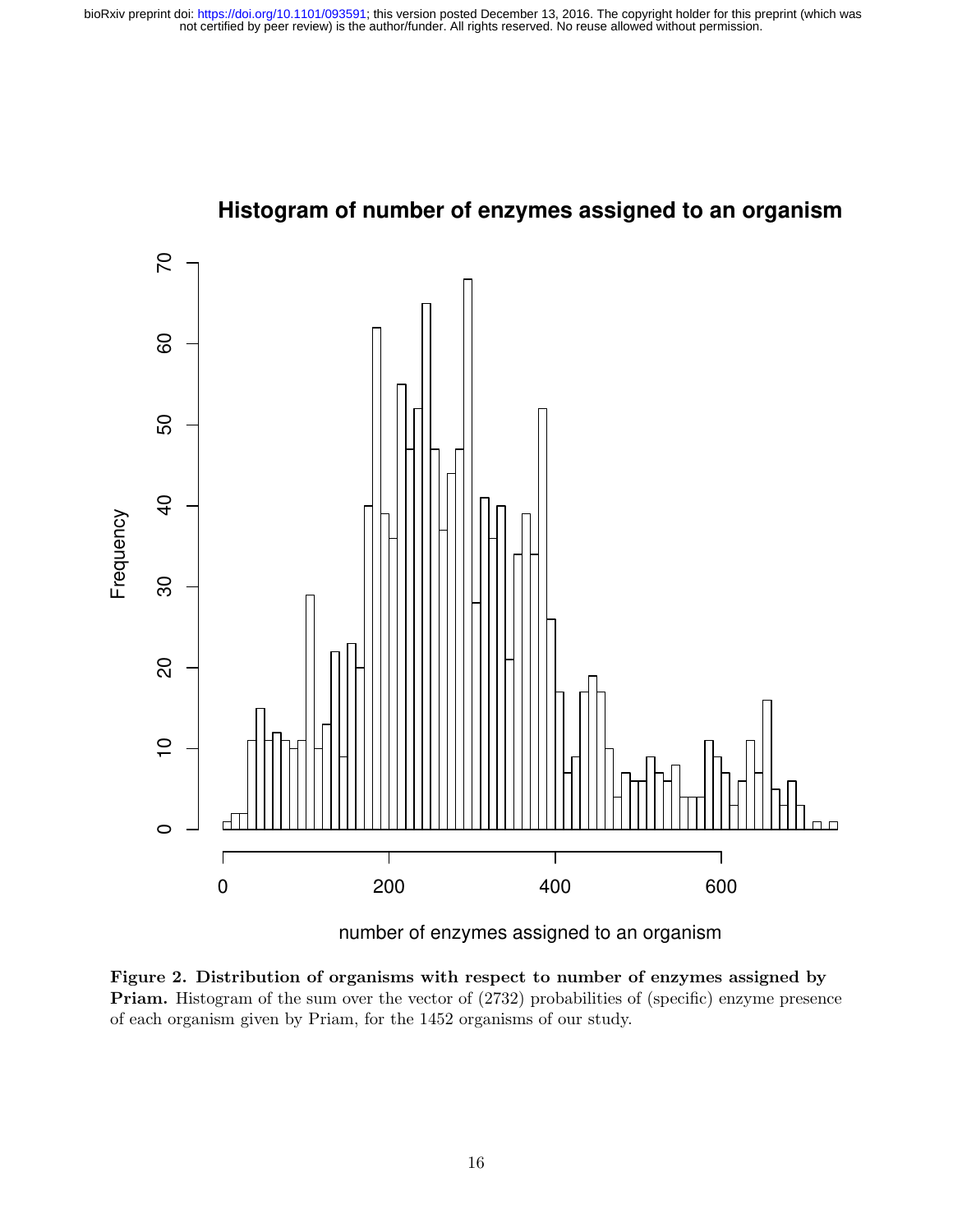**Figure 2. Distribution of organisms with respect to number of enzymes assigned by Priam.** Histogram of the sum over the vector of (2732) probabilities of (specific) enzyme presence of each organism given by Priam, for the 1452 organisms of our study.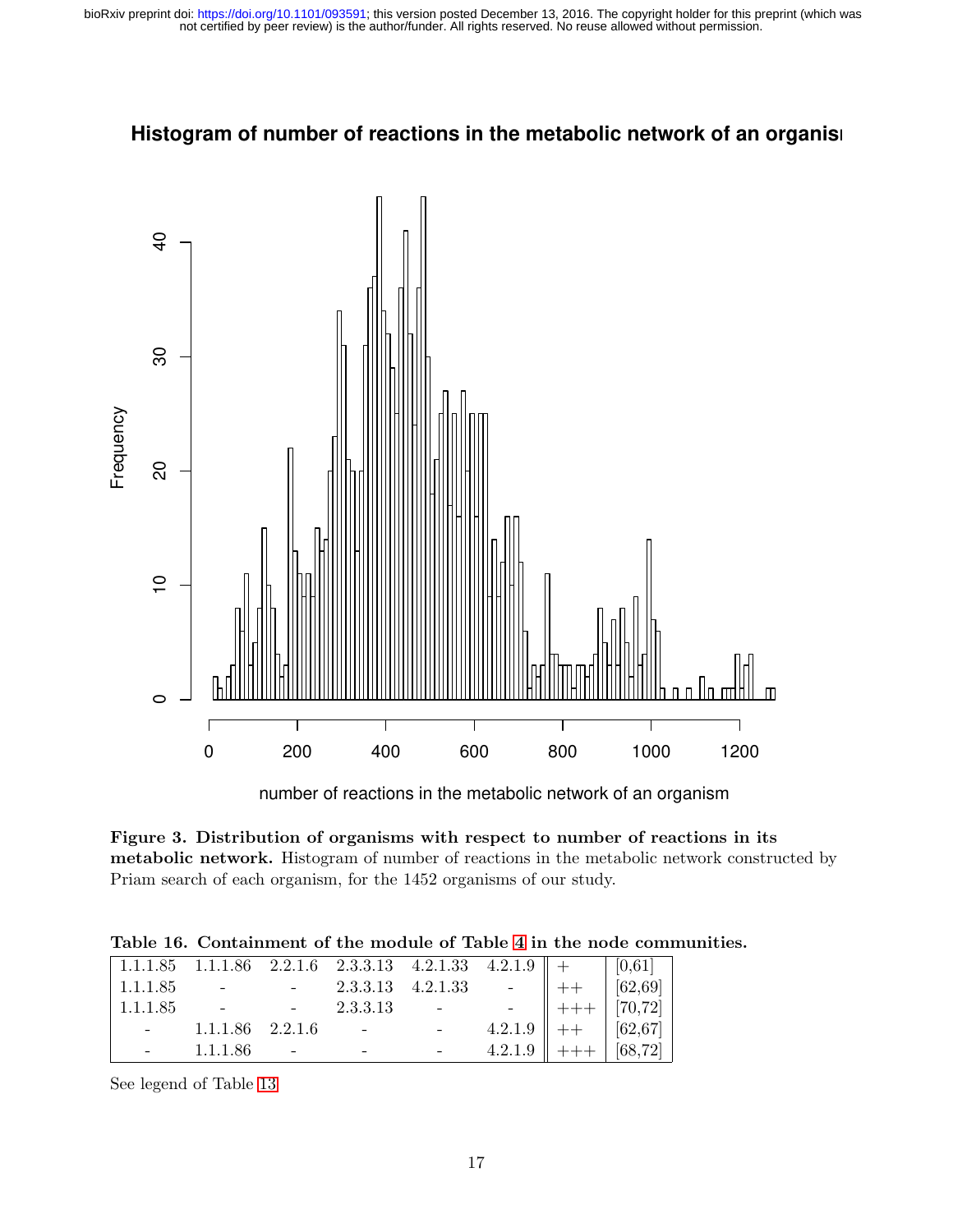**Figure 3. Distribution of organisms with respect to number of reactions in its metabolic network.** Histogram of number of reactions in the metabolic network constructed by Priam search of each organism, for the 1452 organisms of our study.

**Table 16. Containment of the module of Table 4 in the node communities.**

| | | | | | | | |
|---|---|---|---|---|---|---|---|
| 1.1.1.85 | 1.1.1.86 | 2.2.1.6 | 2.3.3.13 | 4.2.1.33 | 4.2.1.9 | + | [0,61] |
| 1.1.1.85 | - | - | 2.3.3.13 | 4.2.1.33 | - | ++ | [62,69] |
| 1.1.1.85 | - | - | 2.3.3.13 | - | - | +++ | [70,72] |
| - | 1.1.1.86 | 2.2.1.6 | - | - | 4.2.1.9 | ++ | [62,67] |
| - | 1.1.1.86 | - | - | - | 4.2.1.9 | +++ | [68,72] |

See legend of Table 13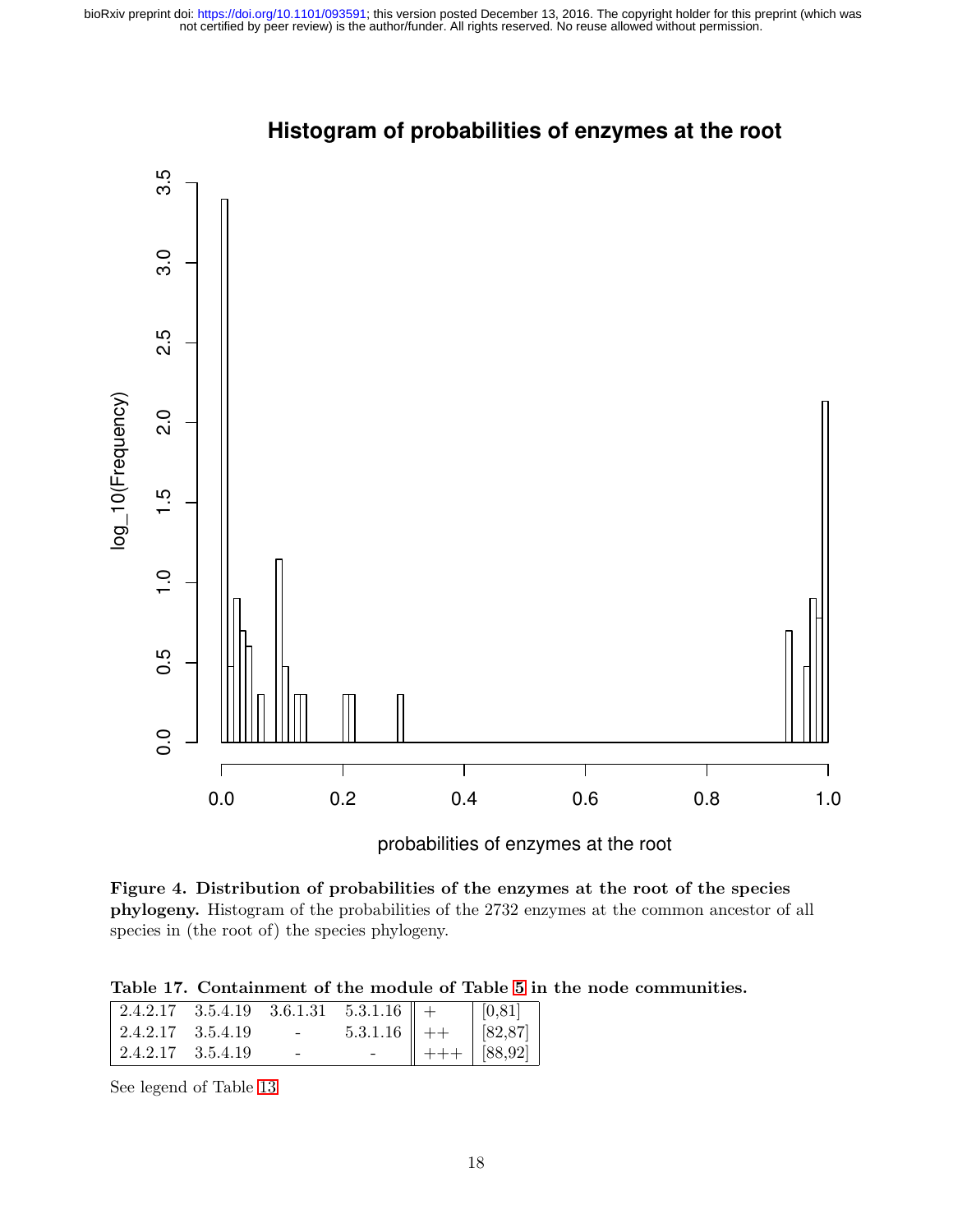**Figure 4. Distribution of probabilities of the enzymes at the root of the species phylogeny.** Histogram of the probabilities of the 2732 enzymes at the common ancestor of all species in (the root of) the species phylogeny.

**Table 17. Containment of the module of Table 5 in the node communities.**

| | | | | | |
|---|---|---|---|---|---|
| 2.4.2.17 | 3.5.4.19 | 3.6.1.31 | 5.3.1.16 | + | [0,81] |
| 2.4.2.17 | 3.5.4.19 | - | 5.3.1.16 | ++ | [82,87] |
| 2.4.2.17 | 3.5.4.19 | - | - | +++ | [88,92] |

See legend of Table 13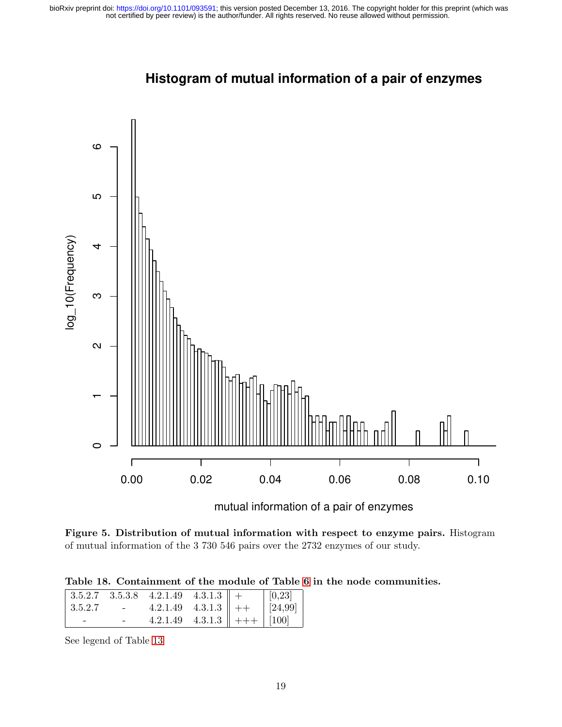**Figure 5. Distribution of mutual information with respect to enzyme pairs.** Histogram of mutual information of the 3 730 546 pairs over the 2732 enzymes of our study.

**Table 18. Containment of the module of Table 6 in the node communities.**

| | | | | | |
|---|---|---|---|---|---|
| 3.5.2.7 | 3.5.3.8 | 4.2.1.49 | 4.3.1.3 | + | [0,23] |
| 3.5.2.7 | - | 4.2.1.49 | 4.3.1.3 | ++ | [24,99] |
| - | - | 4.2.1.49 | 4.3.1.3 | +++ | [100] |

See legend of Table 13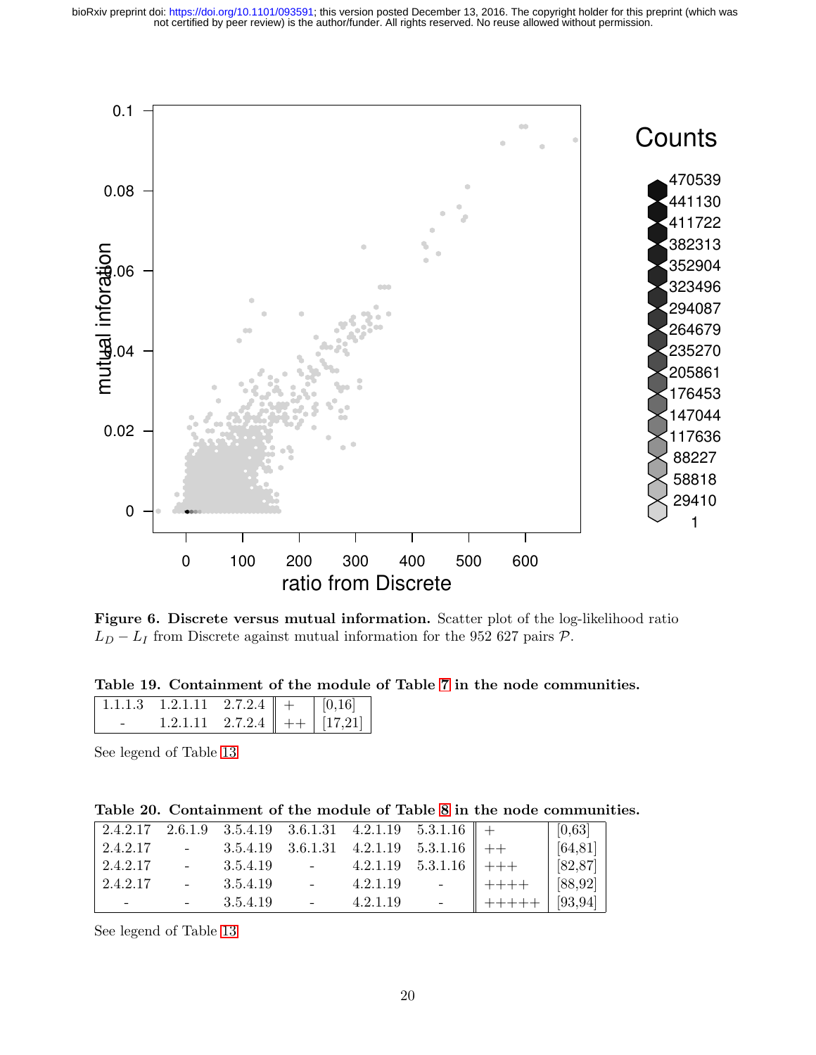**Figure 6. Discrete versus mutual information.** Scatter plot of the log-likelihood ratio $L_D - L_I$ from Discrete against mutual information for the 952 627 pairs $\mathcal{P}$.

**Table 19. Containment of the module of Table 7 in the node communities.**

| | | | | |
|---|---|---|---|---|
| 1.1.1.3 | 1.2.1.11 | 2.7.2.4 | + | [0,16] |
| - | 1.2.1.11 | 2.7.2.4 | ++ | [17,21] |

See legend of Table 13

**Table 20. Containment of the module of Table 8 in the node communities.**

| | | | | | | | |
|---|---|---|---|---|---|---|---|
| 2.4.2.17 | 2.6.1.9 | 3.5.4.19 | 3.6.1.31 | 4.2.1.19 | 5.3.1.16 | + | [0,63] |
| 2.4.2.17 | - | 3.5.4.19 | 3.6.1.31 | 4.2.1.19 | 5.3.1.16 | ++ | [64,81] |
| 2.4.2.17 | - | 3.5.4.19 | - | 4.2.1.19 | 5.3.1.16 | +++ | [82,87] |
| 2.4.2.17 | - | 3.5.4.19 | - | 4.2.1.19 | - | ++++ | [88,92] |
| - | - | 3.5.4.19 | - | 4.2.1.19 | - | +++++ | [93,94] |

See legend of Table 13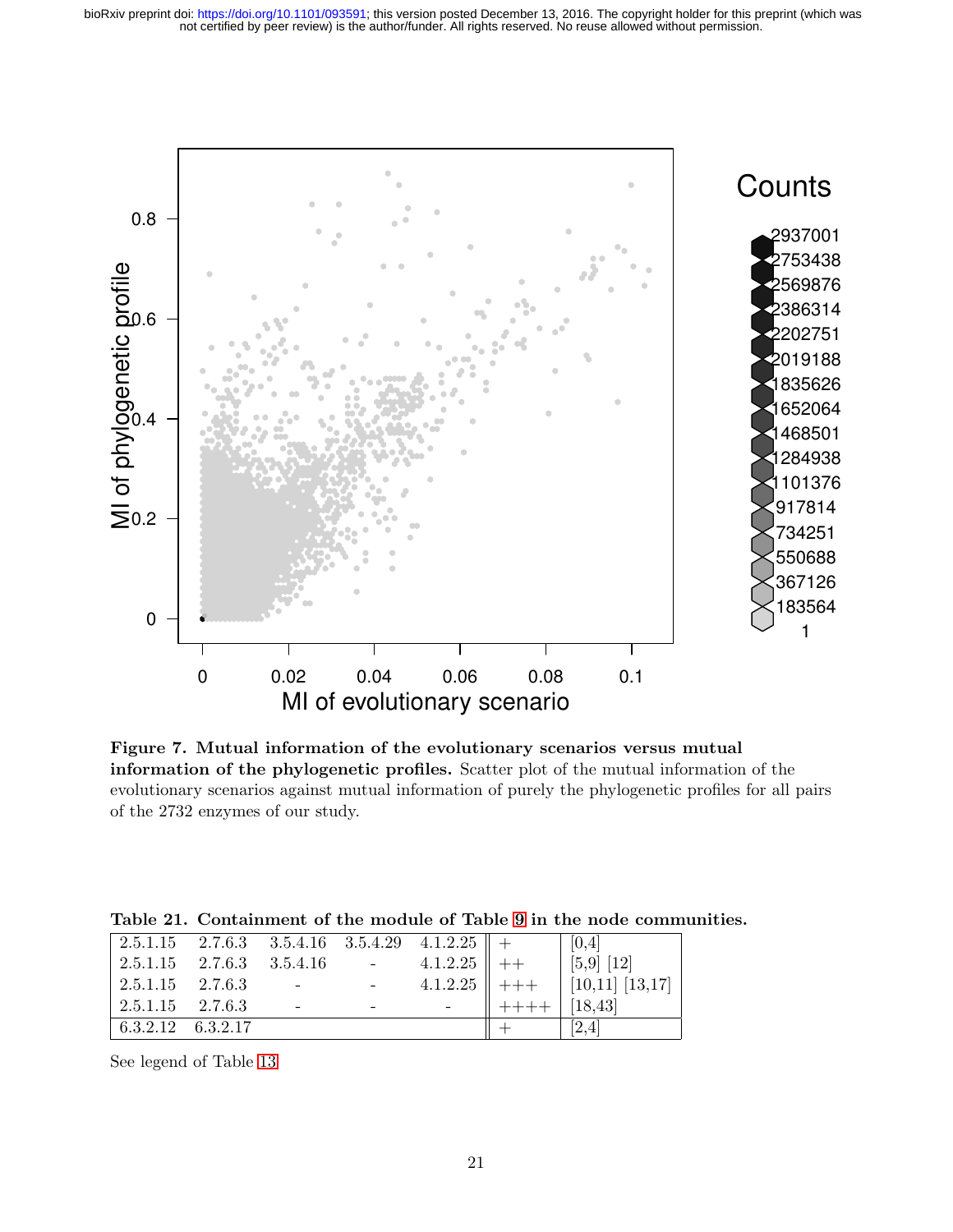**Figure 7. Mutual information of the evolutionary scenarios versus mutual information of the phylogenetic profiles.** Scatter plot of the mutual information of the evolutionary scenarios against mutual information of purely the phylogenetic profiles for all pairs of the 2732 enzymes of our study.

**Table 21. Containment of the module of Table 9 in the node communities.**

| | | | | | | |
|---|---|---|---|---|---|---|
| 2.5.1.15 | 2.7.6.3 | 3.5.4.16 | 3.5.4.29 | 4.1.2.25 | + | [0,4] |
| 2.5.1.15 | 2.7.6.3 | 3.5.4.16 | - | 4.1.2.25 | ++ | [5,9] [12] |
| 2.5.1.15 | 2.7.6.3 | - | - | 4.1.2.25 | +++ | [10,11] [13,17] |
| 2.5.1.15 | 2.7.6.3 | - | - | - | ++++ | [18,43] |
| 6.3.2.12 | 6.3.2.17 | | | | + | [2,4] |

See legend of Table 13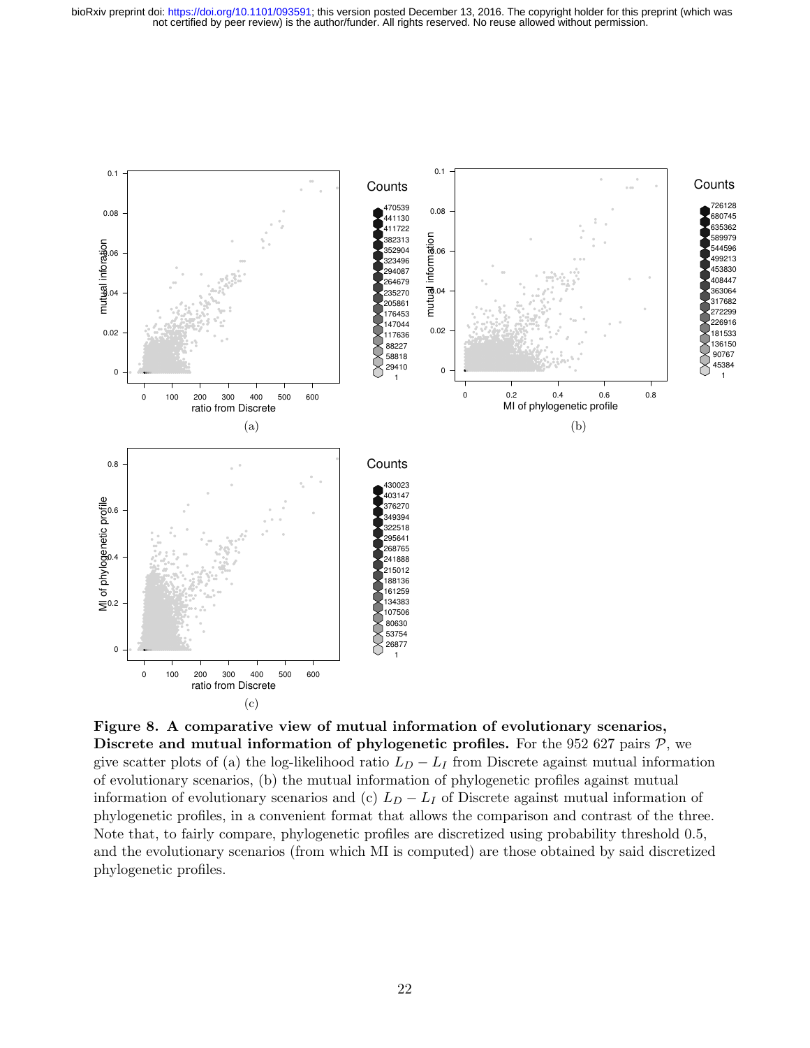**Figure 8. A comparative view of mutual information of evolutionary scenarios, Discrete and mutual information of phylogenetic profiles.** For the 952 627 pairs $\mathcal{P}$, we give scatter plots of (a) the log-likelihood ratio $L_D - L_I$ from Discrete against mutual information of evolutionary scenarios, (b) the mutual information of phylogenetic profiles against mutual information of evolutionary scenarios and (c) $L_D - L_I$ of Discrete against mutual information of phylogenetic profiles, in a convenient format that allows the comparison and contrast of the three. Note that, to fairly compare, phylogenetic profiles are discretized using probability threshold 0.5, and the evolutionary scenarios (from which MI is computed) are those obtained by said discretized phylogenetic profiles.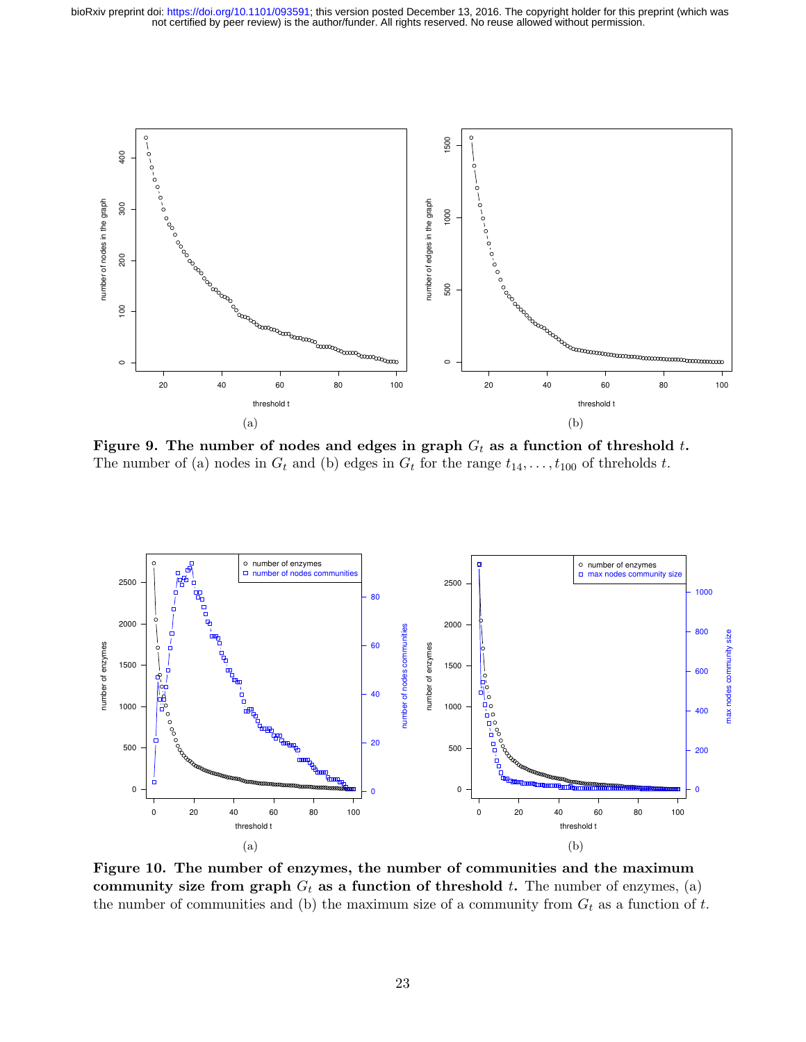**Figure 9. The number of nodes and edges in graph $G_t$ as a function of threshold $t$.** The number of (a) nodes in $G_t$ and (b) edges in $G_t$ for the range $t_{14}, \ldots, t_{100}$ of threholds $t$.

**Figure 10. The number of enzymes, the number of communities and the maximum community size from graph $G_t$ as a function of threshold $t$.** The number of enzymes, (a) the number of communities and (b) the maximum size of a community from $G_t$ as a function of $t$.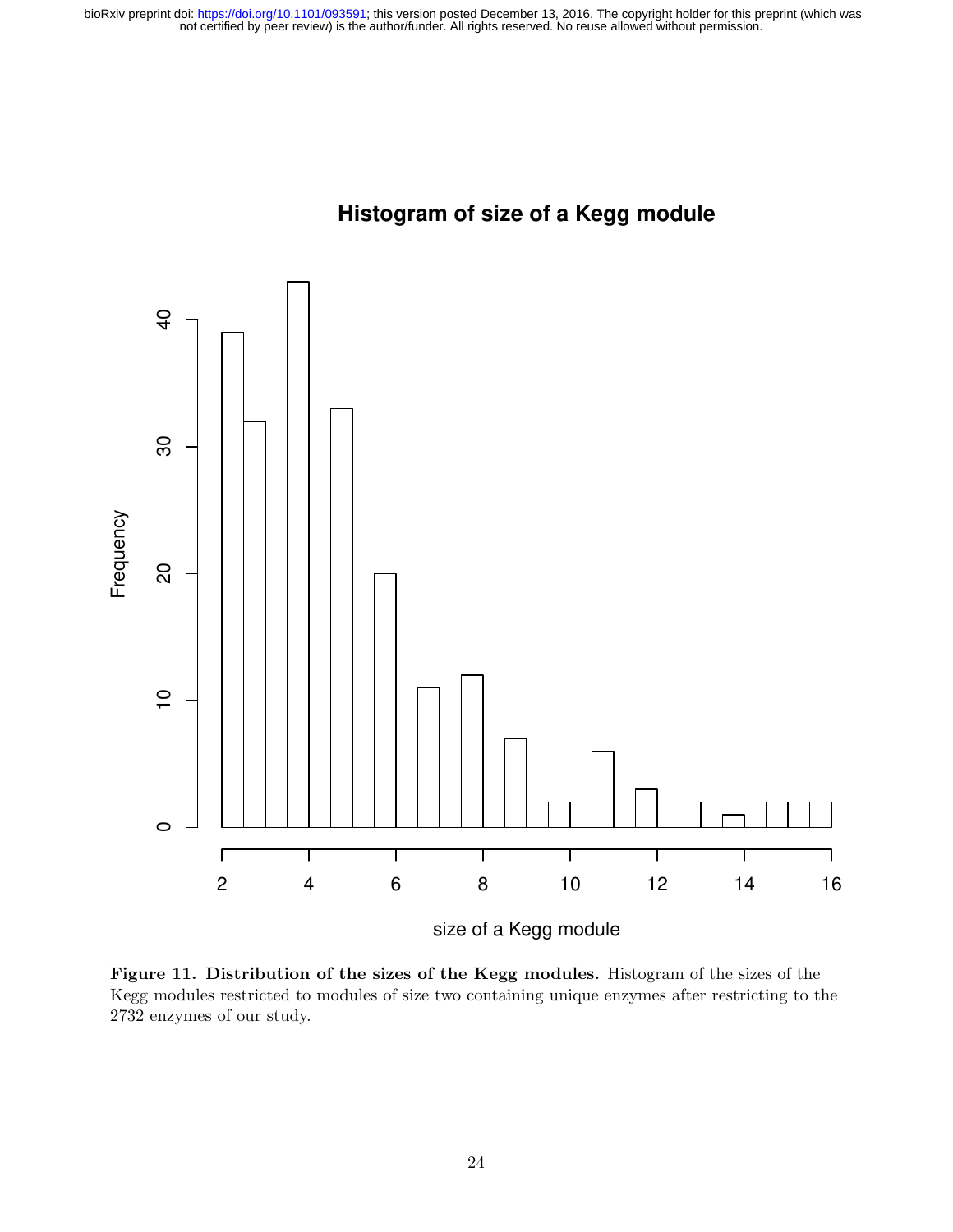**Figure 11. Distribution of the sizes of the Kegg modules.** Histogram of the sizes of the Kegg modules restricted to modules of size two containing unique enzymes after restricting to the 2732 enzymes of our study.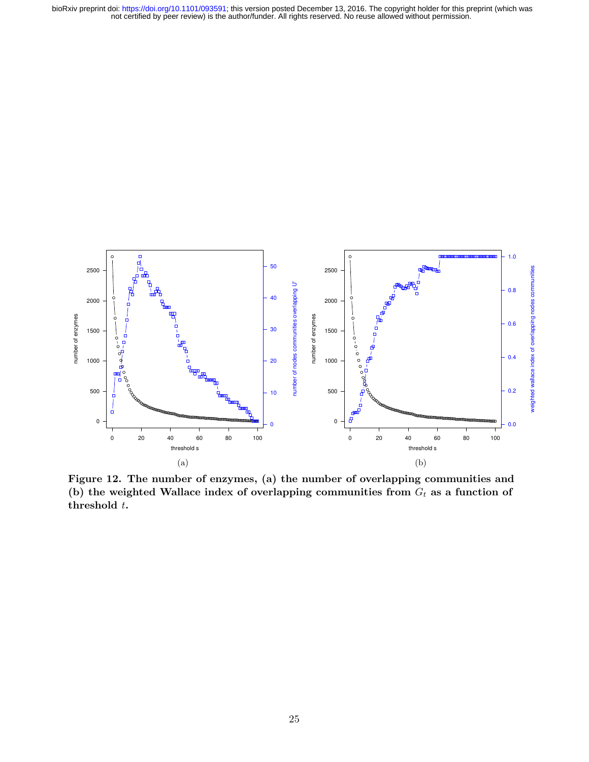Figure 12. The number of enzymes, (a) the number of overlapping communities and (b) the weighted Wallace index of overlapping communities from $G_t$ as a function of threshold $t$.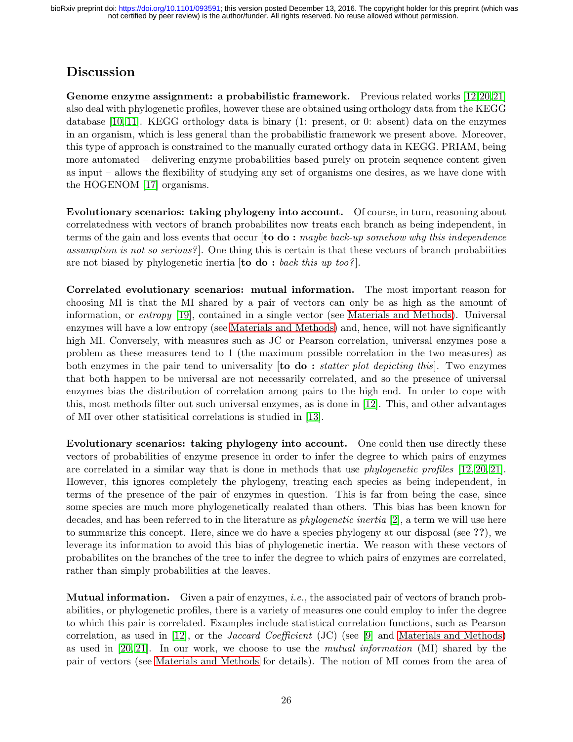## Discussion

**Genome enzyme assignment: a probabilistic framework.** Previous related works [12,20,21] also deal with phylogenetic profiles, however these are obtained using orthology data from the KEGG database [10,11]. KEGG orthology data is binary (1: present, or 0: absent) data on the enzymes in an organism, which is less general than the probabilistic framework we present above. Moreover, this type of approach is constrained to the manually curated orthogy data in KEGG. PRIAM, being more automated – delivering enzyme probabilities based purely on protein sequence content given as input – allows the flexibility of studying any set of organisms one desires, as we have done with the HOGENOM [17] organisms.

**Evolutionary scenarios: taking phylogeny into account.** Of course, in turn, reasoning about correlatedness with vectors of branch probabilites now treats each branch as being independent, in terms of the gain and loss events that occur [**to do :** *maybe back-up somehow why this independence assumption is not so serious?*]. One thing this is certain is that these vectors of branch probabiities are not biased by phylogenetic inertia [**to do :** *back this up too?*].

**Correlated evolutionary scenarios: mutual information.** The most important reason for choosing MI is that the MI shared by a pair of vectors can only be as high as the amount of information, or *entropy* [19], contained in a single vector (see Materials and Methods). Universal enzymes will have a low entropy (see Materials and Methods) and, hence, will not have significantly high MI. Conversely, with measures such as JC or Pearson correlation, universal enzymes pose a problem as these measures tend to 1 (the maximum possible correlation in the two measures) as both enzymes in the pair tend to universality [**to do :** *statter plot depicting this*]. Two enzymes that both happen to be universal are not necessarily correlated, and so the presence of universal enzymes bias the distribution of correlation among pairs to the high end. In order to cope with this, most methods filter out such universal enzymes, as is done in [12]. This, and other advantages of MI over other statisitical correlations is studied in [13].

**Evolutionary scenarios: taking phylogeny into account.** One could then use directly these vectors of probabilities of enzyme presence in order to infer the degree to which pairs of enzymes are correlated in a similar way that is done in methods that use *phylogenetic profiles* [12,20,21]. However, this ignores completely the phylogeny, treating each species as being independent, in terms of the presence of the pair of enzymes in question. This is far from being the case, since some species are much more phylogenetically realated than others. This bias has been known for decades, and has been referred to in the literature as *phylogenetic inertia* [2], a term we will use here to summarize this concept. Here, since we do have a species phylogeny at our disposal (see **??**), we leverage its information to avoid this bias of phylogenetic inertia. We reason with these vectors of probabilites on the branches of the tree to infer the degree to which pairs of enzymes are correlated, rather than simply probabilities at the leaves.

**Mutual information.** Given a pair of enzymes, *i.e.*, the associated pair of vectors of branch probabilities, or phylogenetic profiles, there is a variety of measures one could employ to infer the degree to which this pair is correlated. Examples include statistical correlation functions, such as Pearson correlation, as used in [12], or the *Jaccard Coefficient* (JC) (see [9] and Materials and Methods) as used in [20,21]. In our work, we choose to use the *mutual information* (MI) shared by the pair of vectors (see Materials and Methods for details). The notion of MI comes from the area of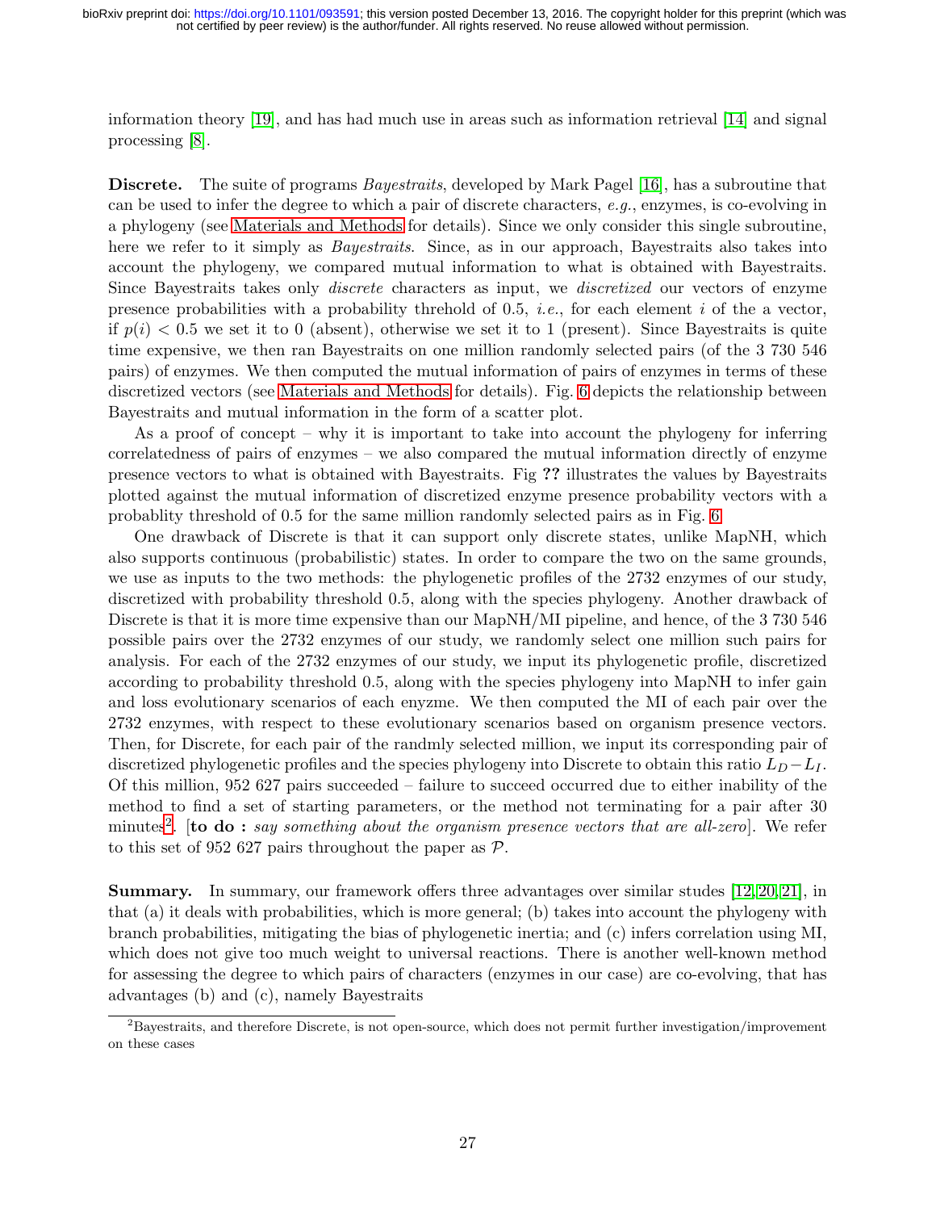information theory [19], and has had much use in areas such as information retrieval [14] and signal processing [8].

**Discrete.** The suite of programs *Bayestraits*, developed by Mark Pagel [16], has a subroutine that can be used to infer the degree to which a pair of discrete characters, *e.g.*, enzymes, is co-evolving in a phylogeny (see Materials and Methods for details). Since we only consider this single subroutine, here we refer to it simply as *Bayestraits*. Since, as in our approach, Bayestraits also takes into account the phylogeny, we compared mutual information to what is obtained with Bayestraits. Since Bayestraits takes only *discrete* characters as input, we *discretized* our vectors of enzyme presence probabilities with a probability threhold of 0.5, *i.e.*, for each element $i$ of the a vector, if $p(i) < 0.5$ we set it to 0 (absent), otherwise we set it to 1 (present). Since Bayestraits is quite time expensive, we then ran Bayestraits on one million randomly selected pairs (of the 3 730 546 pairs) of enzymes. We then computed the mutual information of pairs of enzymes in terms of these discretized vectors (see Materials and Methods for details). Fig. 6 depicts the relationship between Bayestraits and mutual information in the form of a scatter plot.

As a proof of concept – why it is important to take into account the phylogeny for inferring correlatedness of pairs of enzymes – we also compared the mutual information directly of enzyme presence vectors to what is obtained with Bayestraits. Fig **??** illustrates the values by Bayestraits plotted against the mutual information of discretized enzyme presence probability vectors with a probablity threshold of 0.5 for the same million randomly selected pairs as in Fig. 6.

One drawback of Discrete is that it can support only discrete states, unlike MapNH, which also supports continuous (probabilistic) states. In order to compare the two on the same grounds, we use as inputs to the two methods: the phylogenetic profiles of the 2732 enzymes of our study, discretized with probability threshold 0.5, along with the species phylogeny. Another drawback of Discrete is that it is more time expensive than our MapNH/MI pipeline, and hence, of the 3 730 546 possible pairs over the 2732 enzymes of our study, we randomly select one million such pairs for analysis. For each of the 2732 enzymes of our study, we input its phylogenetic profile, discretized according to probability threshold 0.5, along with the species phylogeny into MapNH to infer gain and loss evolutionary scenarios of each enyzme. We then computed the MI of each pair over the 2732 enzymes, with respect to these evolutionary scenarios based on organism presence vectors. Then, for Discrete, for each pair of the randmly selected million, we input its corresponding pair of discretized phylogenetic profiles and the species phylogeny into Discrete to obtain this ratio $L_D - L_I$. Of this million, 952 627 pairs succeeded – failure to succeed occurred due to either inability of the method to find a set of starting parameters, or the method not terminating for a pair after 30 minutes[2]. [**to do :** *say something about the organism presence vectors that are all-zero*]. We refer to this set of 952 627 pairs throughout the paper as $\mathcal{P}$.

**Summary.** In summary, our framework offers three advantages over similar studes [12,20,21], in that (a) it deals with probabilities, which is more general; (b) takes into account the phylogeny with branch probabilities, mitigating the bias of phylogenetic inertia; and (c) infers correlation using MI, which does not give too much weight to universal reactions. There is another well-known method for assessing the degree to which pairs of characters (enzymes in our case) are co-evolving, that has advantages (b) and (c), namely Bayestraits

[2] Bayestraits, and therefore Discrete, is not open-source, which does not permit further investigation/improvement on these cases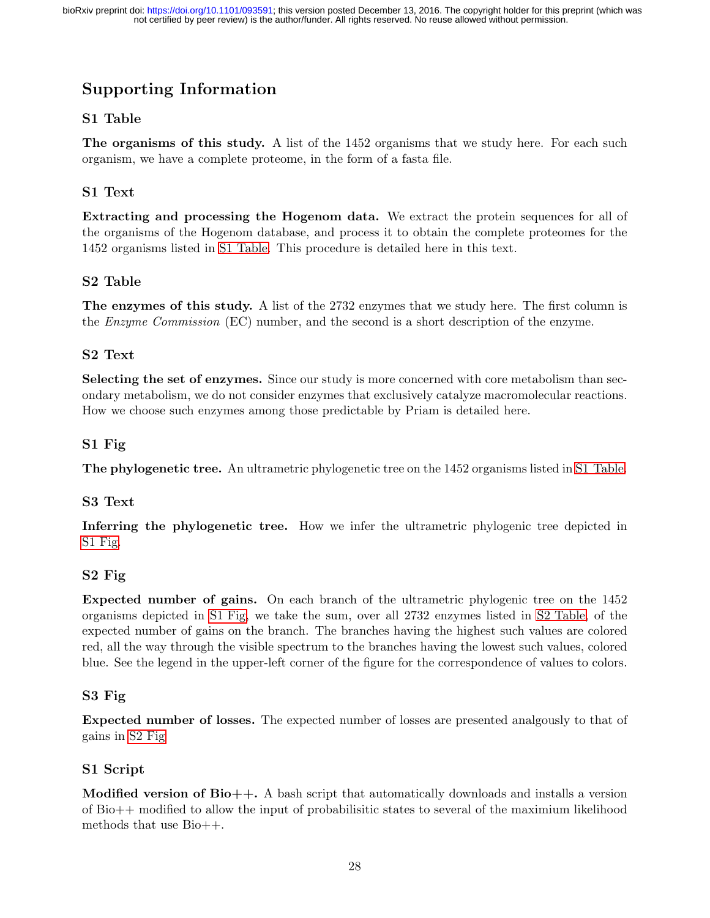# Supporting Information

## S1 Table

**The organisms of this study.** A list of the 1452 organisms that we study here. For each such organism, we have a complete proteome, in the form of a fasta file.

## S1 Text

**Extracting and processing the Hogenom data.** We extract the protein sequences for all of the organisms of the Hogenom database, and process it to obtain the complete proteomes for the 1452 organisms listed in S1 Table. This procedure is detailed here in this text.

## S2 Table

**The enzymes of this study.** A list of the 2732 enzymes that we study here. The first column is the *Enzyme Commission* (EC) number, and the second is a short description of the enzyme.

## S2 Text

**Selecting the set of enzymes.** Since our study is more concerned with core metabolism than secondary metabolism, we do not consider enzymes that exclusively catalyze macromolecular reactions. How we choose such enzymes among those predictable by Priam is detailed here.

## S1 Fig

**The phylogenetic tree.** An ultrametric phylogenetic tree on the 1452 organisms listed in S1 Table.

## S3 Text

**Inferring the phylogenetic tree.** How we infer the ultrametric phylogenic tree depicted in S1 Fig.

## S2 Fig

**Expected number of gains.** On each branch of the ultrametric phylogenetic tree on the 1452 organisms depicted in S1 Fig, we take the sum, over all 2732 enzymes listed in S2 Table, of the expected number of gains on the branch. The branches having the highest such values are colored red, all the way through the visible spectrum to the branches having the lowest such values, colored blue. See the legend in the upper-left corner of the figure for the correspondence of values to colors.

## S3 Fig

**Expected number of losses.** The expected number of losses are presented analgously to that of gains in S2 Fig.

## S1 Script

**Modified version of Bio++.** A bash script that automatically downloads and installs a version of Bio++ modified to allow the input of probabilisitic states to several of the maximium likelihood methods that use Bio++.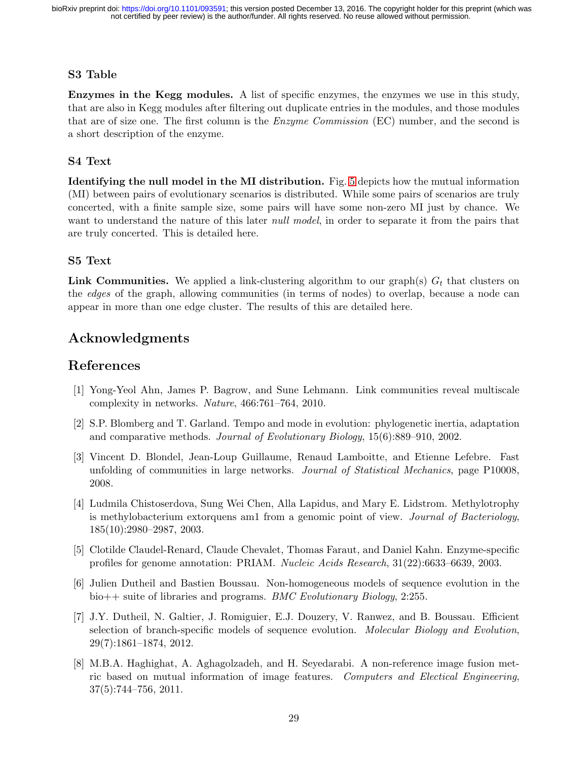### S3 Table

**Enzymes in the Kegg modules.** A list of specific enzymes, the enzymes we use in this study, that are also in Kegg modules after filtering out duplicate entries in the modules, and those modules that are of size one. The first column is the *Enzyme Commission* (EC) number, and the second is a short description of the enzyme.

### S4 Text

**Identifying the null model in the MI distribution.** Fig. 5 depicts how the mutual information (MI) between pairs of evolutionary scenarios is distributed. While some pairs of scenarios are truly concerted, with a finite sample size, some pairs will have some non-zero MI just by chance. We want to understand the nature of this later *null model*, in order to separate it from the pairs that are truly concerted. This is detailed here.

### S5 Text

**Link Communities.** We applied a link-clustering algorithm to our graph(s) $G_t$ that clusters on the *edges* of the graph, allowing communities (in terms of nodes) to overlap, because a node can appear in more than one edge cluster. The results of this are detailed here.

## Acknowledgments

## References

[1] Yong-Yeol Ahn, James P. Bagrow, and Sune Lehmann. Link communities reveal multiscale complexity in networks. *Nature*, 466:761–764, 2010.

[2] S.P. Blomberg and T. Garland. Tempo and mode in evolution: phylogenetic inertia, adaptation and comparative methods. *Journal of Evolutionary Biology*, 15(6):889–910, 2002.

[3] Vincent D. Blondel, Jean-Loup Guillaume, Renaud Lamboitte, and Etienne Lefebre. Fast unfolding of communities in large networks. *Journal of Statistical Mechanics*, page P10008, 2008.

[4] Ludmila Chistoserdova, Sung Wei Chen, Alla Lapidus, and Mary E. Lidstrom. Methylotrophy is methylobacterium extorquens am1 from a genomic point of view. *Journal of Bacteriology*, 185(10):2980–2987, 2003.

[5] Clotilde Claudel-Renard, Claude Chevalet, Thomas Faraut, and Daniel Kahn. Enzyme-specific profiles for genome annotation: PRIAM. *Nucleic Acids Research*, 31(22):6633–6639, 2003.

[6] Julien Dutheil and Bastien Boussau. Non-homogeneous models of sequence evolution in the bio++ suite of libraries and programs. *BMC Evolutionary Biology*, 2:255.

[7] J.Y. Dutheil, N. Galtier, J. Romiguier, E.J. Douzery, V. Ranwez, and B. Boussau. Efficient selection of branch-specific models of sequence evolution. *Molecular Biology and Evolution*, 29(7):1861–1874, 2012.

[8] M.B.A. Haghighat, A. Aghagolzadeh, and H. Seyedarabi. A non-reference image fusion metric based on mutual information of image features. *Computers and Electical Engineering*, 37(5):744–756, 2011.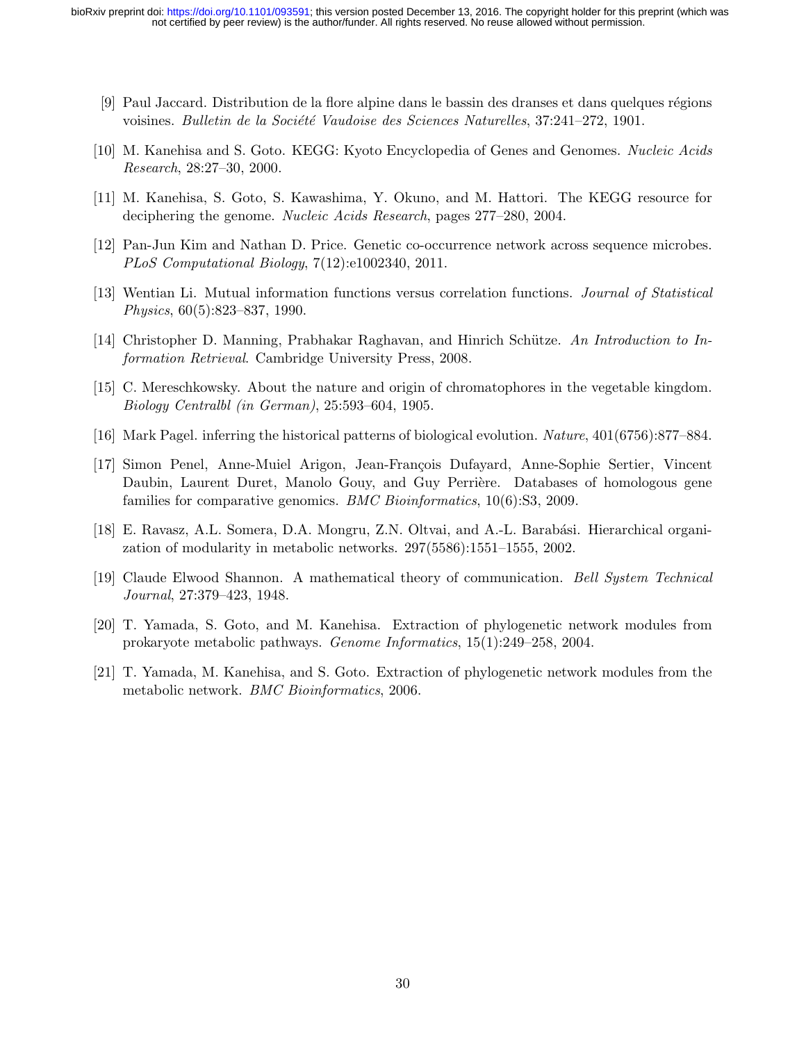[9] Paul Jaccard. Distribution de la flore alpine dans le bassin des dranses et dans quelques régions voisines. *Bulletin de la Société Vaudoise des Sciences Naturelles*, 37:241–272, 1901.

[10] M. Kanehisa and S. Goto. KEGG: Kyoto Encyclopedia of Genes and Genomes. *Nucleic Acids Research*, 28:27–30, 2000.

[11] M. Kanehisa, S. Goto, S. Kawashima, Y. Okuno, and M. Hattori. The KEGG resource for deciphering the genome. *Nucleic Acids Research*, pages 277–280, 2004.

[12] Pan-Jun Kim and Nathan D. Price. Genetic co-occurrence network across sequence microbes. *PLoS Computational Biology*, 7(12):e1002340, 2011.

[13] Wentian Li. Mutual information functions versus correlation functions. *Journal of Statistical Physics*, 60(5):823–837, 1990.

[14] Christopher D. Manning, Prabhakar Raghavan, and Hinrich Schütze. *An Introduction to Information Retrieval*. Cambridge University Press, 2008.

[15] C. Mereschkowsky. About the nature and origin of chromatophores in the vegetable kingdom. *Biology Centralbl (in German)*, 25:593–604, 1905.

[16] Mark Pagel. inferring the historical patterns of biological evolution. *Nature*, 401(6756):877–884.

[17] Simon Penel, Anne-Muiel Arigon, Jean-François Dufayard, Anne-Sophie Sertier, Vincent Daubin, Laurent Duret, Manolo Gouy, and Guy Perrière. Databases of homologous gene families for comparative genomics. *BMC Bioinformatics*, 10(6):S3, 2009.

[18] E. Ravasz, A.L. Somera, D.A. Mongru, Z.N. Oltvai, and A.-L. Barabási. Hierarchical organization of modularity in metabolic networks. 297(5586):1551–1555, 2002.

[19] Claude Elwood Shannon. A mathematical theory of communication. *Bell System Technical Journal*, 27:379–423, 1948.

[20] T. Yamada, S. Goto, and M. Kanehisa. Extraction of phylogenetic network modules from prokaryote metabolic pathways. *Genome Informatics*, 15(1):249–258, 2004.

[21] T. Yamada, M. Kanehisa, and S. Goto. Extraction of phylogenetic network modules from the metabolic network. *BMC Bioinformatics*, 2006.